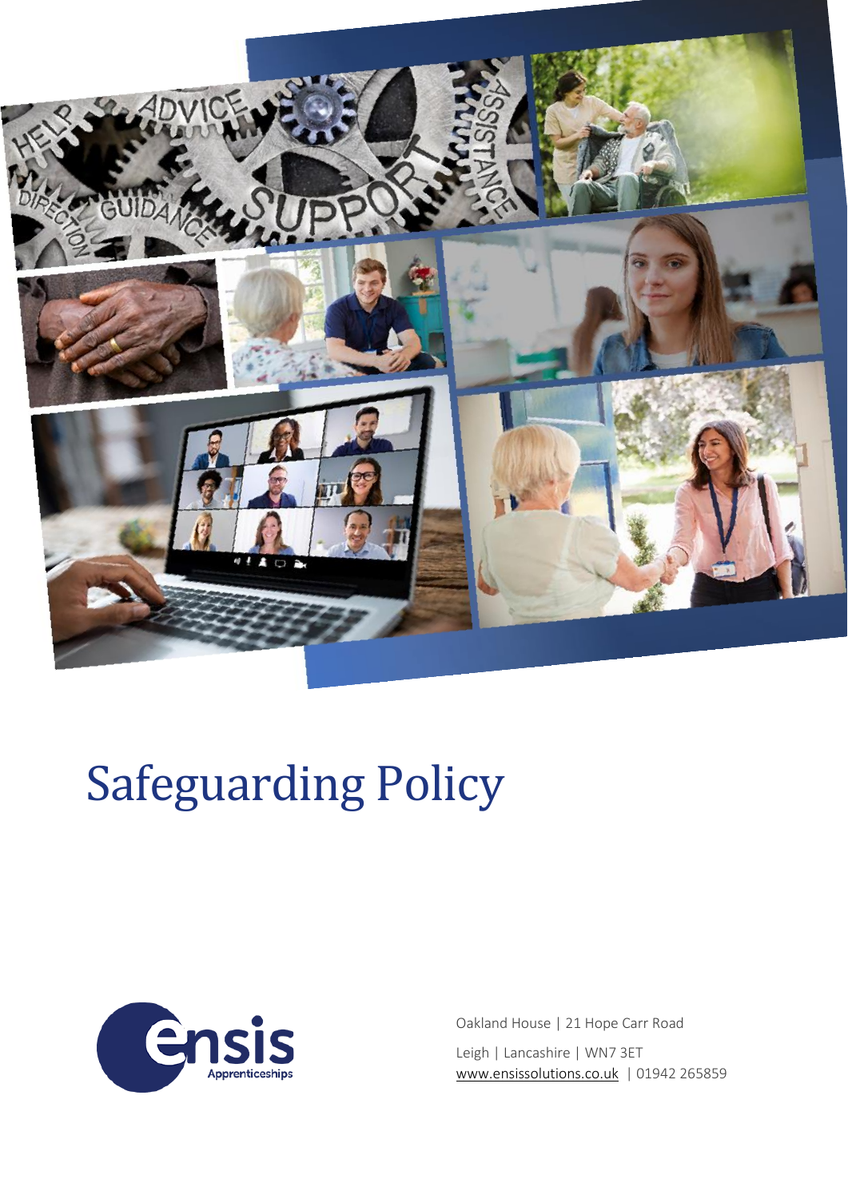# Safeguarding Policy

Oakland House | 21 Hope Carr Road

Leigh | Lancashire | WN7 3ET
www.ensissolutions.co.uk | 01942 265859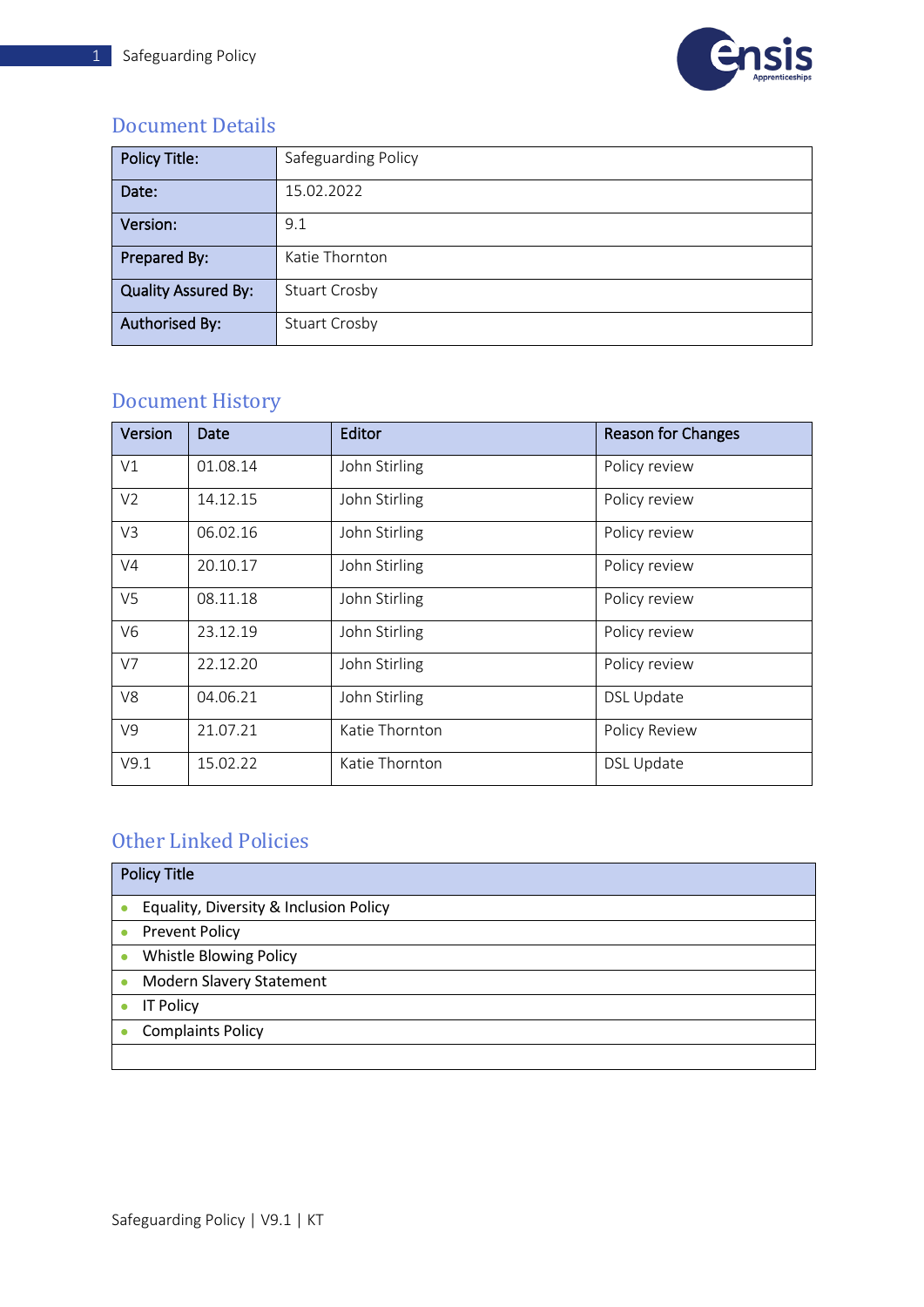## Document Details

| Policy Title: | Safeguarding Policy |
| --- | --- |
| Date: | 15.02.2022 |
| Version: | 9.1 |
| Prepared By: | Katie Thornton |
| Quality Assured By: | Stuart Crosby |
| Authorised By: | Stuart Crosby |

## Document History

| Version | Date | Editor | Reason for Changes |
| --- | --- | --- | --- |
| V1 | 01.08.14 | John Stirling | Policy review |
| V2 | 14.12.15 | John Stirling | Policy review |
| V3 | 06.02.16 | John Stirling | Policy review |
| V4 | 20.10.17 | John Stirling | Policy review |
| V5 | 08.11.18 | John Stirling | Policy review |
| V6 | 23.12.19 | John Stirling | Policy review |
| V7 | 22.12.20 | John Stirling | Policy review |
| V8 | 04.06.21 | John Stirling | DSL Update |
| V9 | 21.07.21 | Katie Thornton | Policy Review |
| V9.1 | 15.02.22 | Katie Thornton | DSL Update |

## Other Linked Policies

| Policy Title |
| --- |
| • Equality, Diversity & Inclusion Policy |
| • Prevent Policy |
| • Whistle Blowing Policy |
| • Modern Slavery Statement |
| • IT Policy |
| • Complaints Policy |
| |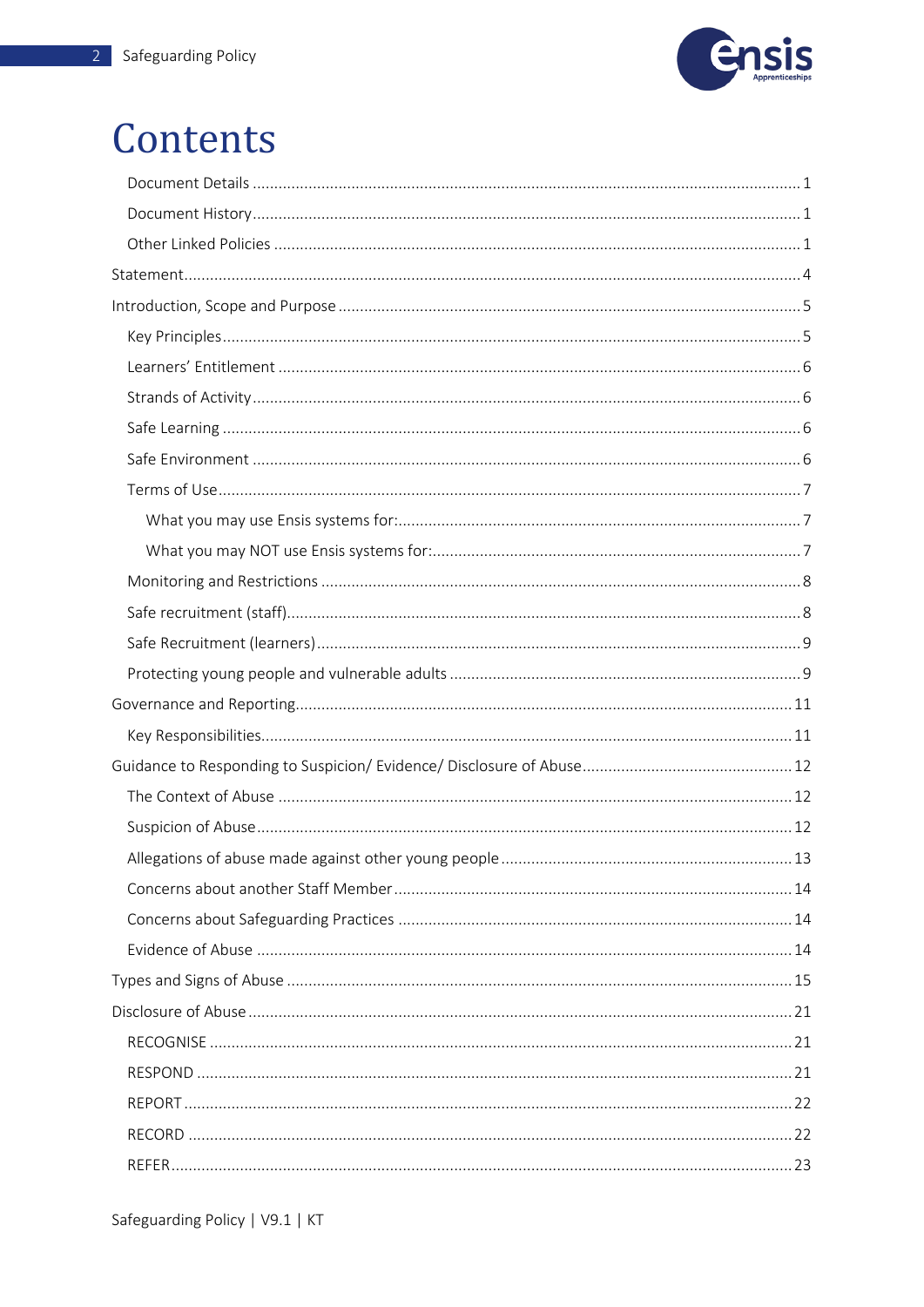# Contents

- Document Details ........ 1
- Document History ........ 1
- Other Linked Policies ........ 1

Statement ........ 4

Introduction, Scope and Purpose ........ 5

- Key Principles ........ 5
- Learners' Entitlement ........ 6
- Strands of Activity ........ 6
- Safe Learning ........ 6
- Safe Environment ........ 6
- Terms of Use ........ 7
  - What you may use Ensis systems for: ........ 7
  - What you may NOT use Ensis systems for: ........ 7
- Monitoring and Restrictions ........ 8
- Safe recruitment (staff) ........ 8
- Safe Recruitment (learners) ........ 9
- Protecting young people and vulnerable adults ........ 9

Governance and Reporting ........ 11

- Key Responsibilities ........ 11

Guidance to Responding to Suspicion/ Evidence/ Disclosure of Abuse ........ 12

- The Context of Abuse ........ 12
- Suspicion of Abuse ........ 12
- Allegations of abuse made against other young people ........ 13
- Concerns about another Staff Member ........ 14
- Concerns about Safeguarding Practices ........ 14
- Evidence of Abuse ........ 14

Types and Signs of Abuse ........ 15

Disclosure of Abuse ........ 21

- RECOGNISE ........ 21
- RESPOND ........ 21
- REPORT ........ 22
- RECORD ........ 22
- REFER ........ 23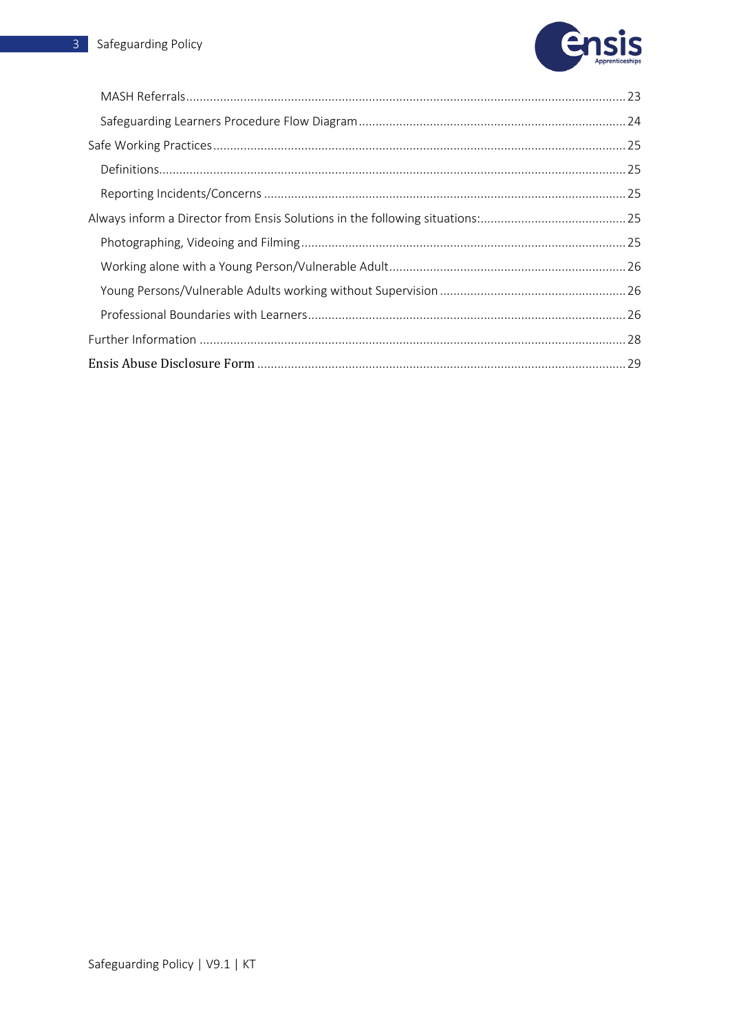- MASH Referrals ..... 23
- Safeguarding Learners Procedure Flow Diagram ..... 24

Safe Working Practices ..... 25

- Definitions ..... 25
- Reporting Incidents/Concerns ..... 25

Always inform a Director from Ensis Solutions in the following situations: ..... 25

- Photographing, Videoing and Filming ..... 25
- Working alone with a Young Person/Vulnerable Adult ..... 26
- Young Persons/Vulnerable Adults working without Supervision ..... 26
- Professional Boundaries with Learners ..... 26

Further Information ..... 28

Ensis Abuse Disclosure Form ..... 29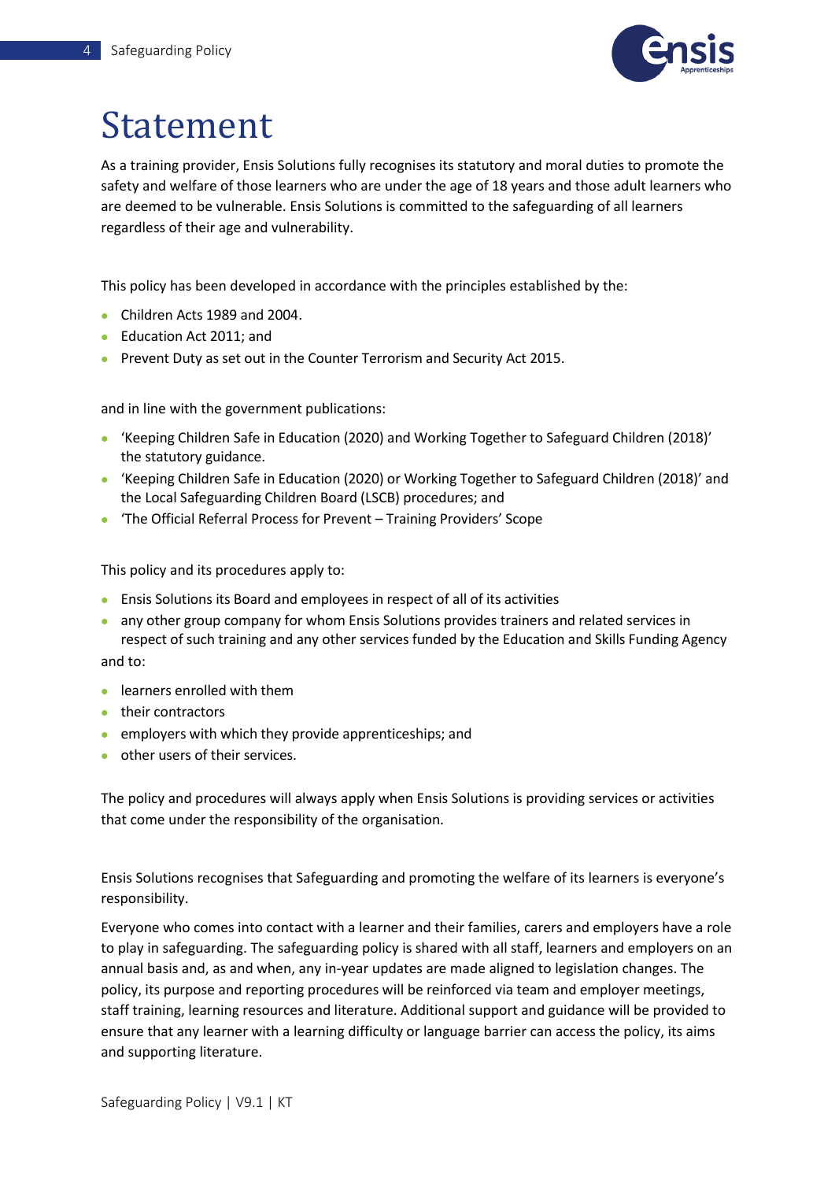# Statement

As a training provider, Ensis Solutions fully recognises its statutory and moral duties to promote the safety and welfare of those learners who are under the age of 18 years and those adult learners who are deemed to be vulnerable. Ensis Solutions is committed to the safeguarding of all learners regardless of their age and vulnerability.

This policy has been developed in accordance with the principles established by the:

- Children Acts 1989 and 2004.
- Education Act 2011; and
- Prevent Duty as set out in the Counter Terrorism and Security Act 2015.

and in line with the government publications:

- 'Keeping Children Safe in Education (2020) and Working Together to Safeguard Children (2018)' the statutory guidance.
- 'Keeping Children Safe in Education (2020) or Working Together to Safeguard Children (2018)' and the Local Safeguarding Children Board (LSCB) procedures; and
- 'The Official Referral Process for Prevent – Training Providers' Scope

This policy and its procedures apply to:

- Ensis Solutions its Board and employees in respect of all of its activities
- any other group company for whom Ensis Solutions provides trainers and related services in respect of such training and any other services funded by the Education and Skills Funding Agency

and to:

- learners enrolled with them
- their contractors
- employers with which they provide apprenticeships; and
- other users of their services.

The policy and procedures will always apply when Ensis Solutions is providing services or activities that come under the responsibility of the organisation.

Ensis Solutions recognises that Safeguarding and promoting the welfare of its learners is everyone's responsibility.

Everyone who comes into contact with a learner and their families, carers and employers have a role to play in safeguarding. The safeguarding policy is shared with all staff, learners and employers on an annual basis and, as and when, any in-year updates are made aligned to legislation changes. The policy, its purpose and reporting procedures will be reinforced via team and employer meetings, staff training, learning resources and literature. Additional support and guidance will be provided to ensure that any learner with a learning difficulty or language barrier can access the policy, its aims and supporting literature.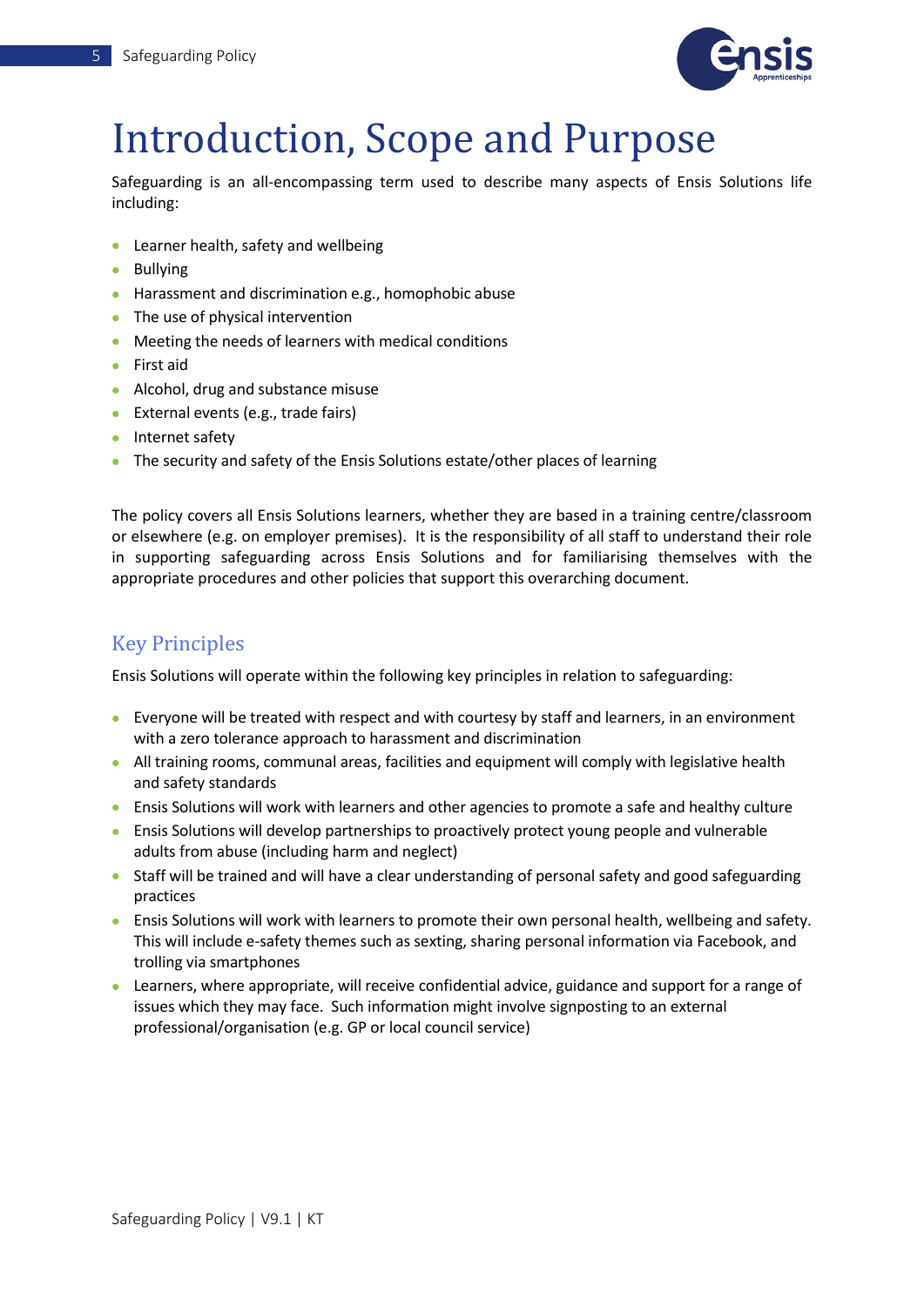# Introduction, Scope and Purpose

Safeguarding is an all-encompassing term used to describe many aspects of Ensis Solutions life including:

- Learner health, safety and wellbeing
- Bullying
- Harassment and discrimination e.g., homophobic abuse
- The use of physical intervention
- Meeting the needs of learners with medical conditions
- First aid
- Alcohol, drug and substance misuse
- External events (e.g., trade fairs)
- Internet safety
- The security and safety of the Ensis Solutions estate/other places of learning

The policy covers all Ensis Solutions learners, whether they are based in a training centre/classroom or elsewhere (e.g. on employer premises). It is the responsibility of all staff to understand their role in supporting safeguarding across Ensis Solutions and for familiarising themselves with the appropriate procedures and other policies that support this overarching document.

## Key Principles

Ensis Solutions will operate within the following key principles in relation to safeguarding:

- Everyone will be treated with respect and with courtesy by staff and learners, in an environment with a zero tolerance approach to harassment and discrimination
- All training rooms, communal areas, facilities and equipment will comply with legislative health and safety standards
- Ensis Solutions will work with learners and other agencies to promote a safe and healthy culture
- Ensis Solutions will develop partnerships to proactively protect young people and vulnerable adults from abuse (including harm and neglect)
- Staff will be trained and will have a clear understanding of personal safety and good safeguarding practices
- Ensis Solutions will work with learners to promote their own personal health, wellbeing and safety. This will include e-safety themes such as sexting, sharing personal information via Facebook, and trolling via smartphones
- Learners, where appropriate, will receive confidential advice, guidance and support for a range of issues which they may face. Such information might involve signposting to an external professional/organisation (e.g. GP or local council service)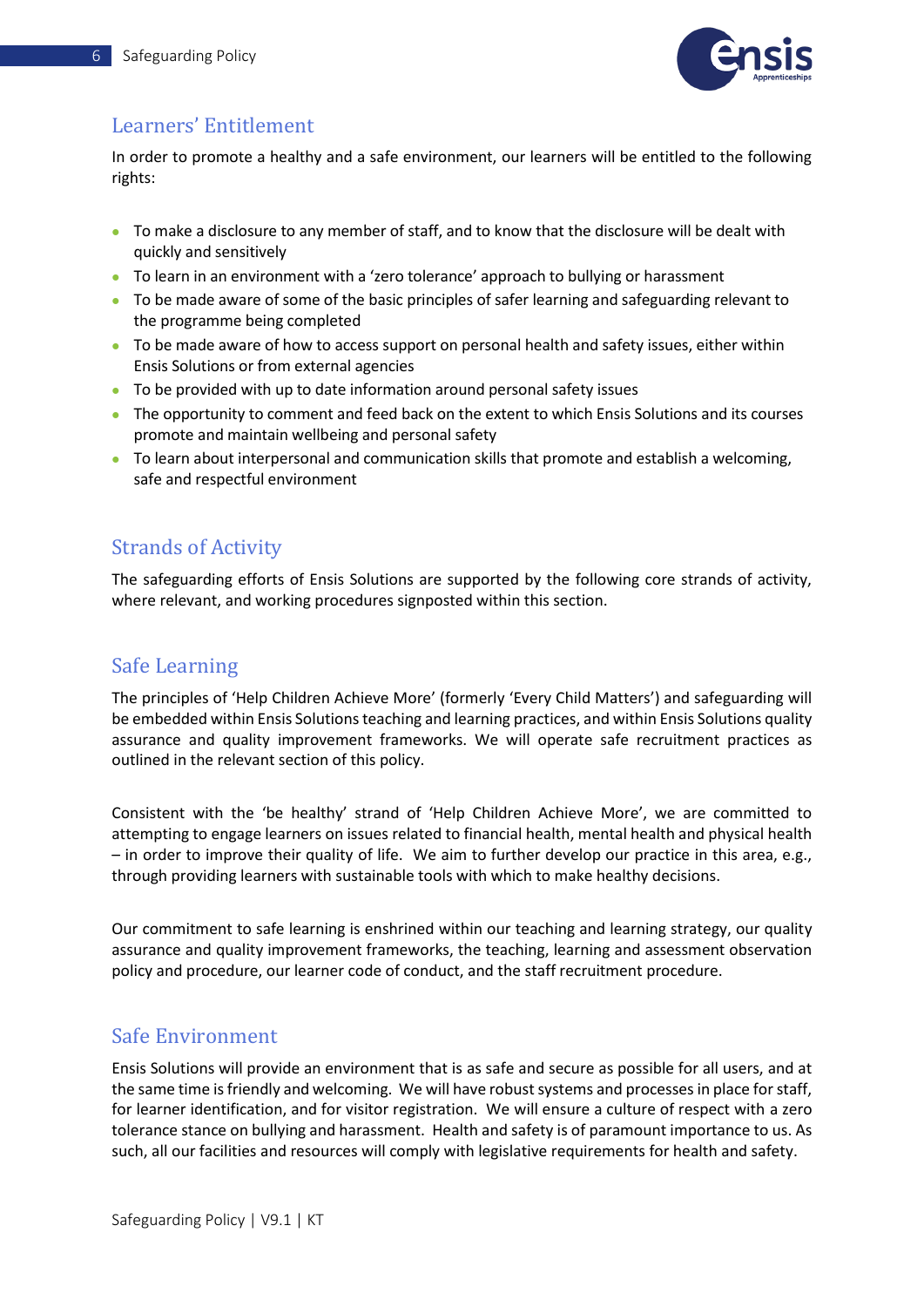## Learners' Entitlement

In order to promote a healthy and a safe environment, our learners will be entitled to the following rights:

- To make a disclosure to any member of staff, and to know that the disclosure will be dealt with quickly and sensitively
- To learn in an environment with a 'zero tolerance' approach to bullying or harassment
- To be made aware of some of the basic principles of safer learning and safeguarding relevant to the programme being completed
- To be made aware of how to access support on personal health and safety issues, either within Ensis Solutions or from external agencies
- To be provided with up to date information around personal safety issues
- The opportunity to comment and feed back on the extent to which Ensis Solutions and its courses promote and maintain wellbeing and personal safety
- To learn about interpersonal and communication skills that promote and establish a welcoming, safe and respectful environment

## Strands of Activity

The safeguarding efforts of Ensis Solutions are supported by the following core strands of activity, where relevant, and working procedures signposted within this section.

## Safe Learning

The principles of 'Help Children Achieve More' (formerly 'Every Child Matters') and safeguarding will be embedded within Ensis Solutions teaching and learning practices, and within Ensis Solutions quality assurance and quality improvement frameworks. We will operate safe recruitment practices as outlined in the relevant section of this policy.

Consistent with the 'be healthy' strand of 'Help Children Achieve More', we are committed to attempting to engage learners on issues related to financial health, mental health and physical health – in order to improve their quality of life. We aim to further develop our practice in this area, e.g., through providing learners with sustainable tools with which to make healthy decisions.

Our commitment to safe learning is enshrined within our teaching and learning strategy, our quality assurance and quality improvement frameworks, the teaching, learning and assessment observation policy and procedure, our learner code of conduct, and the staff recruitment procedure.

## Safe Environment

Ensis Solutions will provide an environment that is as safe and secure as possible for all users, and at the same time is friendly and welcoming. We will have robust systems and processes in place for staff, for learner identification, and for visitor registration. We will ensure a culture of respect with a zero tolerance stance on bullying and harassment. Health and safety is of paramount importance to us. As such, all our facilities and resources will comply with legislative requirements for health and safety.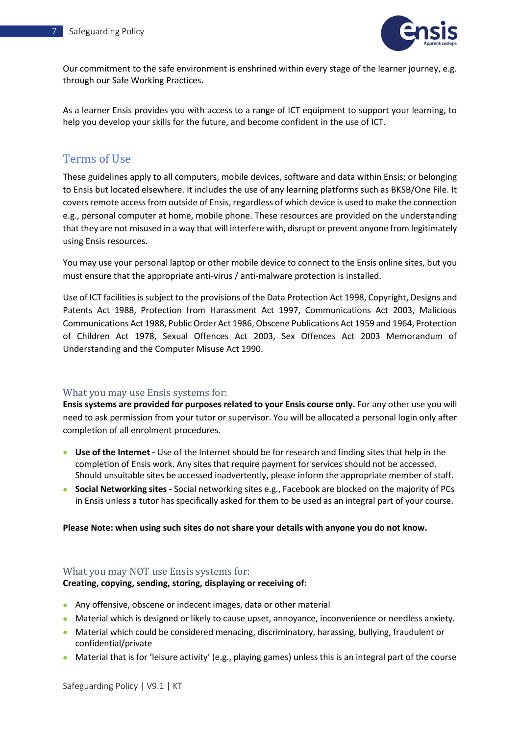Our commitment to the safe environment is enshrined within every stage of the learner journey, e.g. through our Safe Working Practices.

As a learner Ensis provides you with access to a range of ICT equipment to support your learning, to help you develop your skills for the future, and become confident in the use of ICT.

## Terms of Use

These guidelines apply to all computers, mobile devices, software and data within Ensis; or belonging to Ensis but located elsewhere. It includes the use of any learning platforms such as BKSB/One File. It covers remote access from outside of Ensis, regardless of which device is used to make the connection e.g., personal computer at home, mobile phone. These resources are provided on the understanding that they are not misused in a way that will interfere with, disrupt or prevent anyone from legitimately using Ensis resources.

You may use your personal laptop or other mobile device to connect to the Ensis online sites, but you must ensure that the appropriate anti-virus / anti-malware protection is installed.

Use of ICT facilities is subject to the provisions of the Data Protection Act 1998, Copyright, Designs and Patents Act 1988, Protection from Harassment Act 1997, Communications Act 2003, Malicious Communications Act 1988, Public Order Act 1986, Obscene Publications Act 1959 and 1964, Protection of Children Act 1978, Sexual Offences Act 2003, Sex Offences Act 2003 Memorandum of Understanding and the Computer Misuse Act 1990.

### What you may use Ensis systems for:

**Ensis systems are provided for purposes related to your Ensis course only.** For any other use you will need to ask permission from your tutor or supervisor. You will be allocated a personal login only after completion of all enrolment procedures.

- **Use of the Internet -** Use of the Internet should be for research and finding sites that help in the completion of Ensis work. Any sites that require payment for services should not be accessed. Should unsuitable sites be accessed inadvertently, please inform the appropriate member of staff.
- **Social Networking sites -** Social networking sites e.g., Facebook are blocked on the majority of PCs in Ensis unless a tutor has specifically asked for them to be used as an integral part of your course.

**Please Note: when using such sites do not share your details with anyone you do not know.**

### What you may NOT use Ensis systems for:

**Creating, copying, sending, storing, displaying or receiving of:**

- Any offensive, obscene or indecent images, data or other material
- Material which is designed or likely to cause upset, annoyance, inconvenience or needless anxiety.
- Material which could be considered menacing, discriminatory, harassing, bullying, fraudulent or confidential/private
- Material that is for 'leisure activity' (e.g., playing games) unless this is an integral part of the course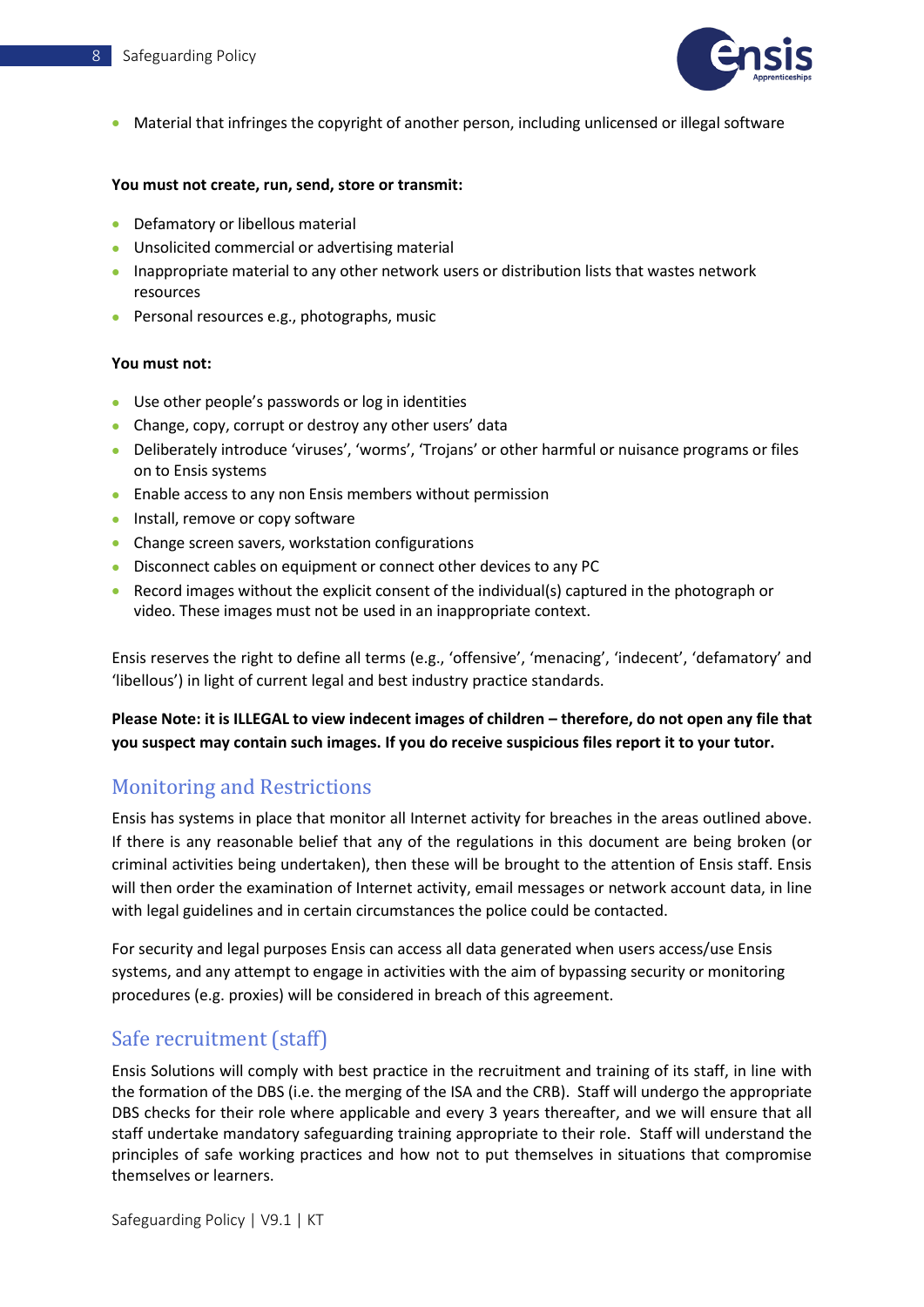- Material that infringes the copyright of another person, including unlicensed or illegal software

**You must not create, run, send, store or transmit:**

- Defamatory or libellous material
- Unsolicited commercial or advertising material
- Inappropriate material to any other network users or distribution lists that wastes network resources
- Personal resources e.g., photographs, music

**You must not:**

- Use other people's passwords or log in identities
- Change, copy, corrupt or destroy any other users' data
- Deliberately introduce 'viruses', 'worms', 'Trojans' or other harmful or nuisance programs or files on to Ensis systems
- Enable access to any non Ensis members without permission
- Install, remove or copy software
- Change screen savers, workstation configurations
- Disconnect cables on equipment or connect other devices to any PC
- Record images without the explicit consent of the individual(s) captured in the photograph or video. These images must not be used in an inappropriate context.

Ensis reserves the right to define all terms (e.g., 'offensive', 'menacing', 'indecent', 'defamatory' and 'libellous') in light of current legal and best industry practice standards.

**Please Note: it is ILLEGAL to view indecent images of children – therefore, do not open any file that you suspect may contain such images. If you do receive suspicious files report it to your tutor.**

## Monitoring and Restrictions

Ensis has systems in place that monitor all Internet activity for breaches in the areas outlined above. If there is any reasonable belief that any of the regulations in this document are being broken (or criminal activities being undertaken), then these will be brought to the attention of Ensis staff. Ensis will then order the examination of Internet activity, email messages or network account data, in line with legal guidelines and in certain circumstances the police could be contacted.

For security and legal purposes Ensis can access all data generated when users access/use Ensis systems, and any attempt to engage in activities with the aim of bypassing security or monitoring procedures (e.g. proxies) will be considered in breach of this agreement.

## Safe recruitment (staff)

Ensis Solutions will comply with best practice in the recruitment and training of its staff, in line with the formation of the DBS (i.e. the merging of the ISA and the CRB). Staff will undergo the appropriate DBS checks for their role where applicable and every 3 years thereafter, and we will ensure that all staff undertake mandatory safeguarding training appropriate to their role. Staff will understand the principles of safe working practices and how not to put themselves in situations that compromise themselves or learners.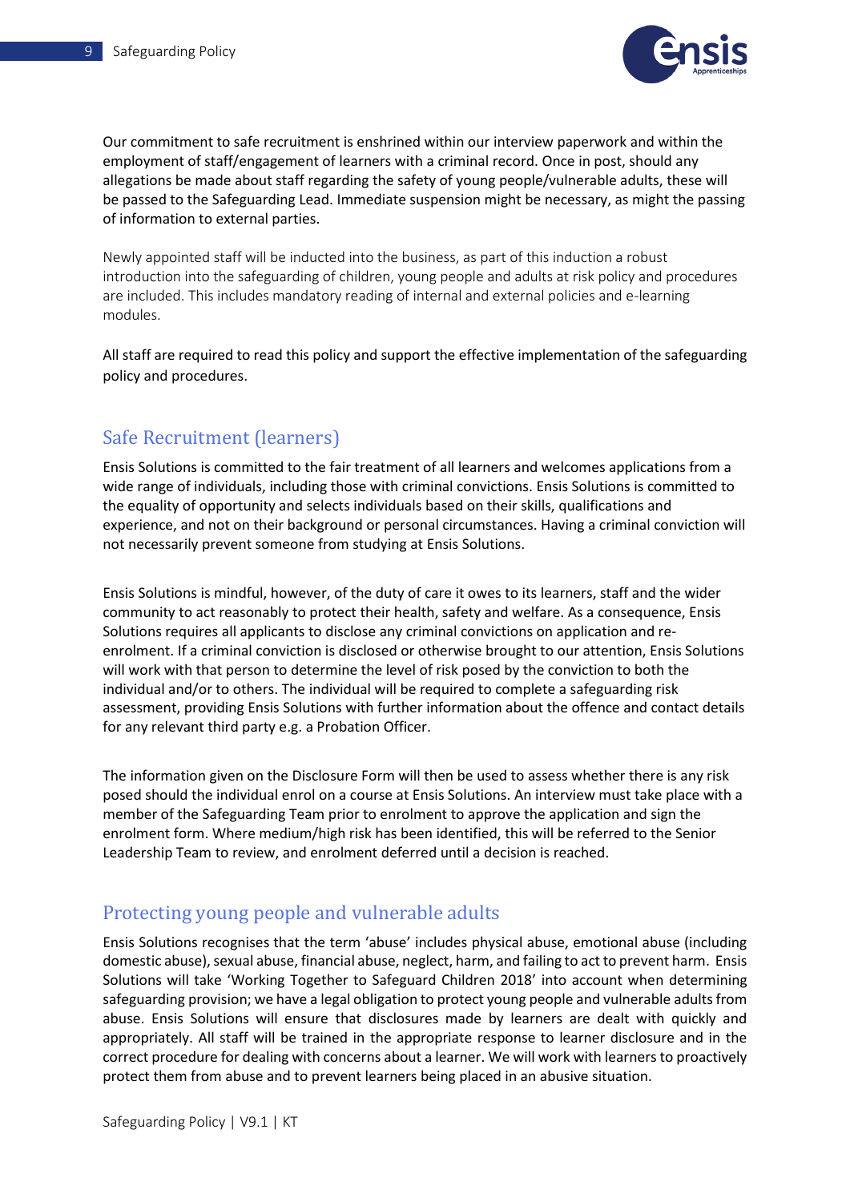Our commitment to safe recruitment is enshrined within our interview paperwork and within the employment of staff/engagement of learners with a criminal record. Once in post, should any allegations be made about staff regarding the safety of young people/vulnerable adults, these will be passed to the Safeguarding Lead. Immediate suspension might be necessary, as might the passing of information to external parties.

Newly appointed staff will be inducted into the business, as part of this induction a robust introduction into the safeguarding of children, young people and adults at risk policy and procedures are included. This includes mandatory reading of internal and external policies and e-learning modules.

All staff are required to read this policy and support the effective implementation of the safeguarding policy and procedures.

## Safe Recruitment (learners)

Ensis Solutions is committed to the fair treatment of all learners and welcomes applications from a wide range of individuals, including those with criminal convictions. Ensis Solutions is committed to the equality of opportunity and selects individuals based on their skills, qualifications and experience, and not on their background or personal circumstances. Having a criminal conviction will not necessarily prevent someone from studying at Ensis Solutions.

Ensis Solutions is mindful, however, of the duty of care it owes to its learners, staff and the wider community to act reasonably to protect their health, safety and welfare. As a consequence, Ensis Solutions requires all applicants to disclose any criminal convictions on application and re-enrolment. If a criminal conviction is disclosed or otherwise brought to our attention, Ensis Solutions will work with that person to determine the level of risk posed by the conviction to both the individual and/or to others. The individual will be required to complete a safeguarding risk assessment, providing Ensis Solutions with further information about the offence and contact details for any relevant third party e.g. a Probation Officer.

The information given on the Disclosure Form will then be used to assess whether there is any risk posed should the individual enrol on a course at Ensis Solutions. An interview must take place with a member of the Safeguarding Team prior to enrolment to approve the application and sign the enrolment form. Where medium/high risk has been identified, this will be referred to the Senior Leadership Team to review, and enrolment deferred until a decision is reached.

## Protecting young people and vulnerable adults

Ensis Solutions recognises that the term 'abuse' includes physical abuse, emotional abuse (including domestic abuse), sexual abuse, financial abuse, neglect, harm, and failing to act to prevent harm. Ensis Solutions will take 'Working Together to Safeguard Children 2018' into account when determining safeguarding provision; we have a legal obligation to protect young people and vulnerable adults from abuse. Ensis Solutions will ensure that disclosures made by learners are dealt with quickly and appropriately. All staff will be trained in the appropriate response to learner disclosure and in the correct procedure for dealing with concerns about a learner. We will work with learners to proactively protect them from abuse and to prevent learners being placed in an abusive situation.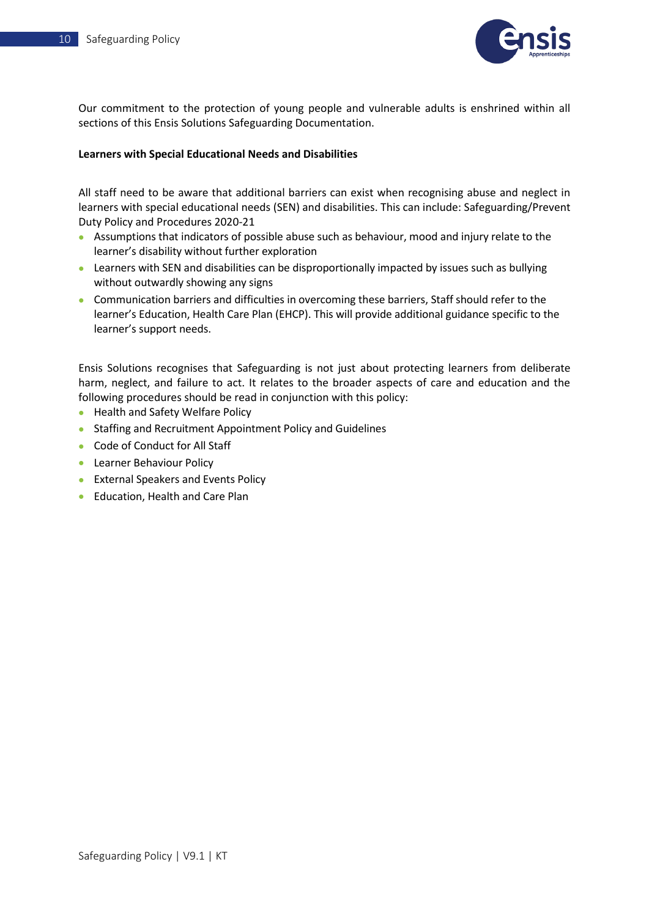Our commitment to the protection of young people and vulnerable adults is enshrined within all sections of this Ensis Solutions Safeguarding Documentation.

**Learners with Special Educational Needs and Disabilities**

All staff need to be aware that additional barriers can exist when recognising abuse and neglect in learners with special educational needs (SEN) and disabilities. This can include: Safeguarding/Prevent Duty Policy and Procedures 2020-21

- Assumptions that indicators of possible abuse such as behaviour, mood and injury relate to the learner's disability without further exploration
- Learners with SEN and disabilities can be disproportionally impacted by issues such as bullying without outwardly showing any signs
- Communication barriers and difficulties in overcoming these barriers, Staff should refer to the learner's Education, Health Care Plan (EHCP). This will provide additional guidance specific to the learner's support needs.

Ensis Solutions recognises that Safeguarding is not just about protecting learners from deliberate harm, neglect, and failure to act. It relates to the broader aspects of care and education and the following procedures should be read in conjunction with this policy:

- Health and Safety Welfare Policy
- Staffing and Recruitment Appointment Policy and Guidelines
- Code of Conduct for All Staff
- Learner Behaviour Policy
- External Speakers and Events Policy
- Education, Health and Care Plan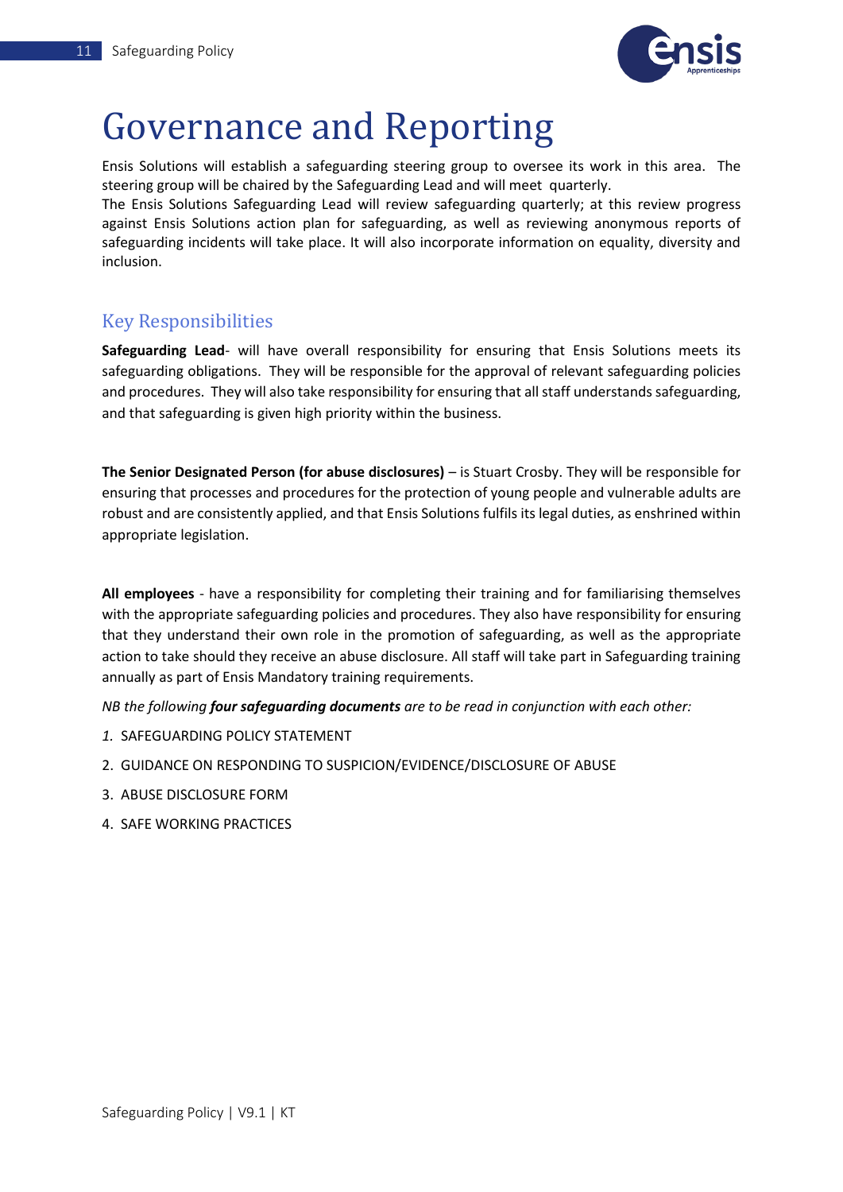# Governance and Reporting

Ensis Solutions will establish a safeguarding steering group to oversee its work in this area. The steering group will be chaired by the Safeguarding Lead and will meet quarterly.
The Ensis Solutions Safeguarding Lead will review safeguarding quarterly; at this review progress against Ensis Solutions action plan for safeguarding, as well as reviewing anonymous reports of safeguarding incidents will take place. It will also incorporate information on equality, diversity and inclusion.

## Key Responsibilities

**Safeguarding Lead**- will have overall responsibility for ensuring that Ensis Solutions meets its safeguarding obligations. They will be responsible for the approval of relevant safeguarding policies and procedures. They will also take responsibility for ensuring that all staff understands safeguarding, and that safeguarding is given high priority within the business.

**The Senior Designated Person (for abuse disclosures)** – is Stuart Crosby. They will be responsible for ensuring that processes and procedures for the protection of young people and vulnerable adults are robust and are consistently applied, and that Ensis Solutions fulfils its legal duties, as enshrined within appropriate legislation.

**All employees** - have a responsibility for completing their training and for familiarising themselves with the appropriate safeguarding policies and procedures. They also have responsibility for ensuring that they understand their own role in the promotion of safeguarding, as well as the appropriate action to take should they receive an abuse disclosure. All staff will take part in Safeguarding training annually as part of Ensis Mandatory training requirements.

*NB the following **four safeguarding documents** are to be read in conjunction with each other:*

1. SAFEGUARDING POLICY STATEMENT
2. GUIDANCE ON RESPONDING TO SUSPICION/EVIDENCE/DISCLOSURE OF ABUSE
3. ABUSE DISCLOSURE FORM
4. SAFE WORKING PRACTICES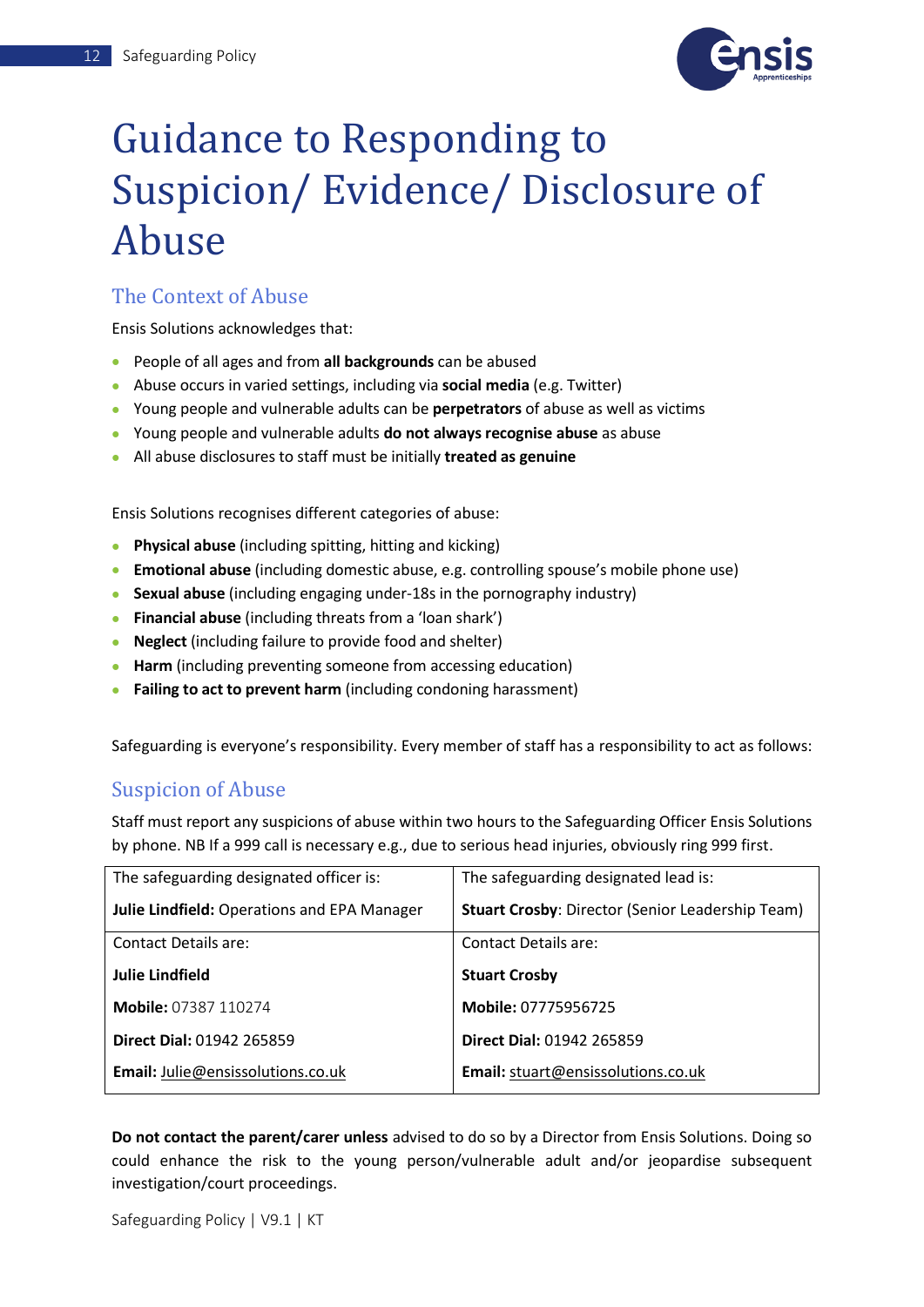# Guidance to Responding to Suspicion/ Evidence/ Disclosure of Abuse

## The Context of Abuse

Ensis Solutions acknowledges that:

- People of all ages and from **all backgrounds** can be abused
- Abuse occurs in varied settings, including via **social media** (e.g. Twitter)
- Young people and vulnerable adults can be **perpetrators** of abuse as well as victims
- Young people and vulnerable adults **do not always recognise abuse** as abuse
- All abuse disclosures to staff must be initially **treated as genuine**

Ensis Solutions recognises different categories of abuse:

- **Physical abuse** (including spitting, hitting and kicking)
- **Emotional abuse** (including domestic abuse, e.g. controlling spouse's mobile phone use)
- **Sexual abuse** (including engaging under-18s in the pornography industry)
- **Financial abuse** (including threats from a 'loan shark')
- **Neglect** (including failure to provide food and shelter)
- **Harm** (including preventing someone from accessing education)
- **Failing to act to prevent harm** (including condoning harassment)

Safeguarding is everyone's responsibility. Every member of staff has a responsibility to act as follows:

## Suspicion of Abuse

Staff must report any suspicions of abuse within two hours to the Safeguarding Officer Ensis Solutions by phone. NB If a 999 call is necessary e.g., due to serious head injuries, obviously ring 999 first.

| The safeguarding designated officer is:<br>**Julie Lindfield:** Operations and EPA Manager | The safeguarding designated lead is:<br>**Stuart Crosby**: Director (Senior Leadership Team) |
|---|---|
| Contact Details are:<br>**Julie Lindfield**<br>**Mobile:** 07387 110274<br>**Direct Dial:** 01942 265859<br>**Email:** Julie@ensissolutions.co.uk | Contact Details are:<br>**Stuart Crosby**<br>**Mobile:** 07775956725<br>**Direct Dial:** 01942 265859<br>**Email:** stuart@ensissolutions.co.uk |

**Do not contact the parent/carer unless** advised to do so by a Director from Ensis Solutions. Doing so could enhance the risk to the young person/vulnerable adult and/or jeopardise subsequent investigation/court proceedings.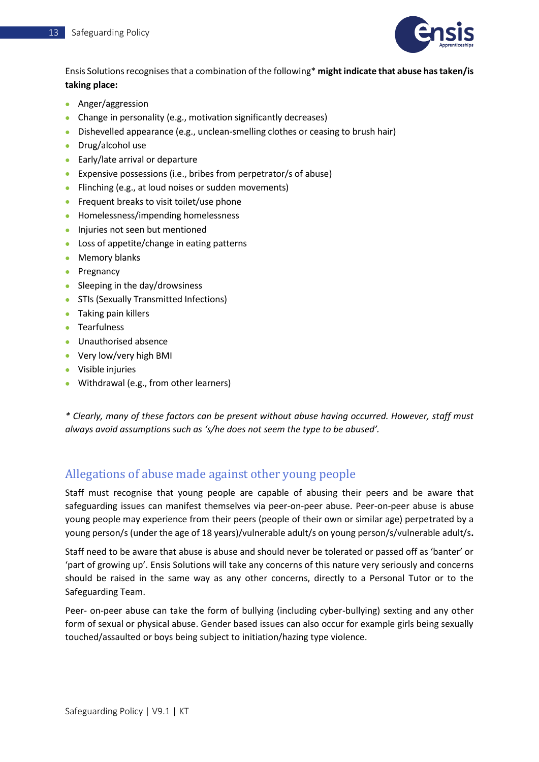Ensis Solutions recognises that a combination of the following* **might indicate that abuse has taken/is taking place:**

- Anger/aggression
- Change in personality (e.g., motivation significantly decreases)
- Dishevelled appearance (e.g., unclean-smelling clothes or ceasing to brush hair)
- Drug/alcohol use
- Early/late arrival or departure
- Expensive possessions (i.e., bribes from perpetrator/s of abuse)
- Flinching (e.g., at loud noises or sudden movements)
- Frequent breaks to visit toilet/use phone
- Homelessness/impending homelessness
- Injuries not seen but mentioned
- Loss of appetite/change in eating patterns
- Memory blanks
- Pregnancy
- Sleeping in the day/drowsiness
- STIs (Sexually Transmitted Infections)
- Taking pain killers
- Tearfulness
- Unauthorised absence
- Very low/very high BMI
- Visible injuries
- Withdrawal (e.g., from other learners)

*\* Clearly, many of these factors can be present without abuse having occurred. However, staff must always avoid assumptions such as 's/he does not seem the type to be abused'.*

## Allegations of abuse made against other young people

Staff must recognise that young people are capable of abusing their peers and be aware that safeguarding issues can manifest themselves via peer-on-peer abuse. Peer-on-peer abuse is abuse young people may experience from their peers (people of their own or similar age) perpetrated by a young person/s (under the age of 18 years)/vulnerable adult/s on young person/s/vulnerable adult/s**.**

Staff need to be aware that abuse is abuse and should never be tolerated or passed off as 'banter' or 'part of growing up'. Ensis Solutions will take any concerns of this nature very seriously and concerns should be raised in the same way as any other concerns, directly to a Personal Tutor or to the Safeguarding Team.

Peer- on-peer abuse can take the form of bullying (including cyber-bullying) sexting and any other form of sexual or physical abuse. Gender based issues can also occur for example girls being sexually touched/assaulted or boys being subject to initiation/hazing type violence.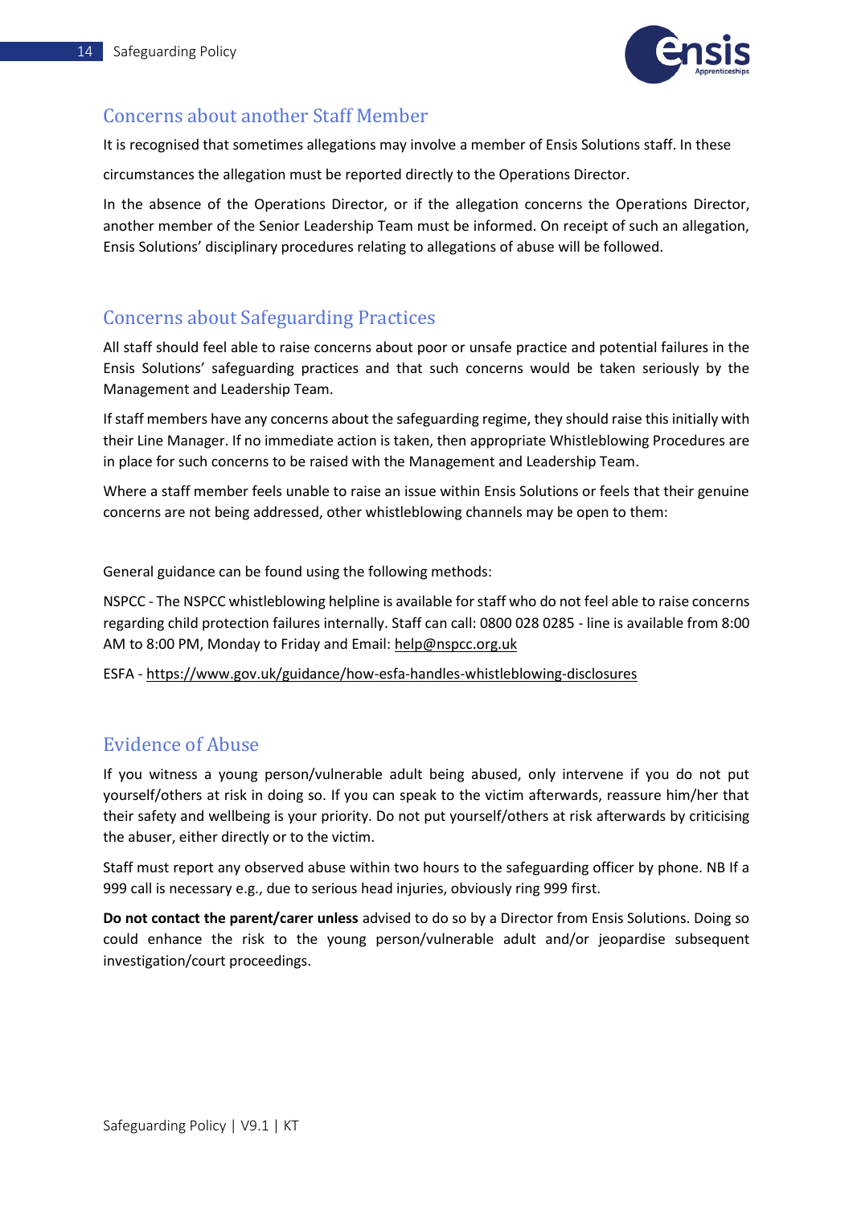## Concerns about another Staff Member

It is recognised that sometimes allegations may involve a member of Ensis Solutions staff. In these circumstances the allegation must be reported directly to the Operations Director.

In the absence of the Operations Director, or if the allegation concerns the Operations Director, another member of the Senior Leadership Team must be informed. On receipt of such an allegation, Ensis Solutions' disciplinary procedures relating to allegations of abuse will be followed.

## Concerns about Safeguarding Practices

All staff should feel able to raise concerns about poor or unsafe practice and potential failures in the Ensis Solutions' safeguarding practices and that such concerns would be taken seriously by the Management and Leadership Team.

If staff members have any concerns about the safeguarding regime, they should raise this initially with their Line Manager. If no immediate action is taken, then appropriate Whistleblowing Procedures are in place for such concerns to be raised with the Management and Leadership Team.

Where a staff member feels unable to raise an issue within Ensis Solutions or feels that their genuine concerns are not being addressed, other whistleblowing channels may be open to them:

General guidance can be found using the following methods:

NSPCC - The NSPCC whistleblowing helpline is available for staff who do not feel able to raise concerns regarding child protection failures internally. Staff can call: 0800 028 0285 - line is available from 8:00 AM to 8:00 PM, Monday to Friday and Email: help@nspcc.org.uk

ESFA - https://www.gov.uk/guidance/how-esfa-handles-whistleblowing-disclosures

## Evidence of Abuse

If you witness a young person/vulnerable adult being abused, only intervene if you do not put yourself/others at risk in doing so. If you can speak to the victim afterwards, reassure him/her that their safety and wellbeing is your priority. Do not put yourself/others at risk afterwards by criticising the abuser, either directly or to the victim.

Staff must report any observed abuse within two hours to the safeguarding officer by phone. NB If a 999 call is necessary e.g., due to serious head injuries, obviously ring 999 first.

**Do not contact the parent/carer unless** advised to do so by a Director from Ensis Solutions. Doing so could enhance the risk to the young person/vulnerable adult and/or jeopardise subsequent investigation/court proceedings.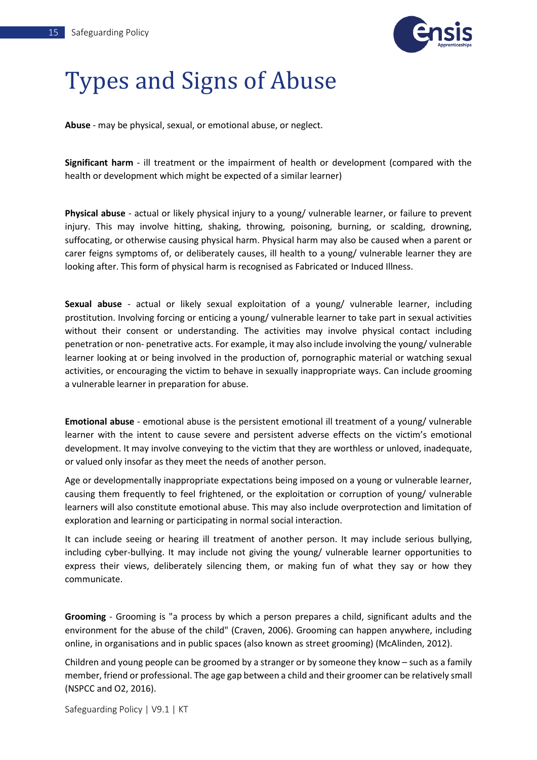# Types and Signs of Abuse

**Abuse** - may be physical, sexual, or emotional abuse, or neglect.

**Significant harm** - ill treatment or the impairment of health or development (compared with the health or development which might be expected of a similar learner)

**Physical abuse** - actual or likely physical injury to a young/ vulnerable learner, or failure to prevent injury. This may involve hitting, shaking, throwing, poisoning, burning, or scalding, drowning, suffocating, or otherwise causing physical harm. Physical harm may also be caused when a parent or carer feigns symptoms of, or deliberately causes, ill health to a young/ vulnerable learner they are looking after. This form of physical harm is recognised as Fabricated or Induced Illness.

**Sexual abuse** - actual or likely sexual exploitation of a young/ vulnerable learner, including prostitution. Involving forcing or enticing a young/ vulnerable learner to take part in sexual activities without their consent or understanding. The activities may involve physical contact including penetration or non- penetrative acts. For example, it may also include involving the young/ vulnerable learner looking at or being involved in the production of, pornographic material or watching sexual activities, or encouraging the victim to behave in sexually inappropriate ways. Can include grooming a vulnerable learner in preparation for abuse.

**Emotional abuse** - emotional abuse is the persistent emotional ill treatment of a young/ vulnerable learner with the intent to cause severe and persistent adverse effects on the victim's emotional development. It may involve conveying to the victim that they are worthless or unloved, inadequate, or valued only insofar as they meet the needs of another person.

Age or developmentally inappropriate expectations being imposed on a young or vulnerable learner, causing them frequently to feel frightened, or the exploitation or corruption of young/ vulnerable learners will also constitute emotional abuse. This may also include overprotection and limitation of exploration and learning or participating in normal social interaction.

It can include seeing or hearing ill treatment of another person. It may include serious bullying, including cyber-bullying. It may include not giving the young/ vulnerable learner opportunities to express their views, deliberately silencing them, or making fun of what they say or how they communicate.

**Grooming** - Grooming is "a process by which a person prepares a child, significant adults and the environment for the abuse of the child" (Craven, 2006). Grooming can happen anywhere, including online, in organisations and in public spaces (also known as street grooming) (McAlinden, 2012).

Children and young people can be groomed by a stranger or by someone they know – such as a family member, friend or professional. The age gap between a child and their groomer can be relatively small (NSPCC and O2, 2016).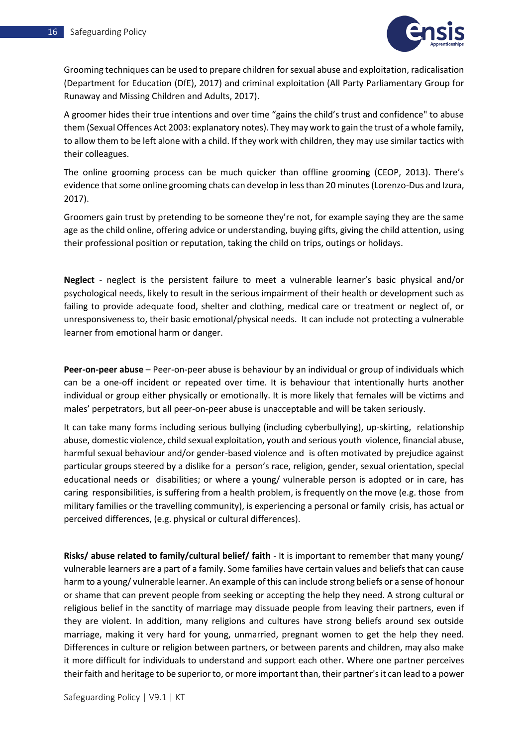Grooming techniques can be used to prepare children for sexual abuse and exploitation, radicalisation (Department for Education (DfE), 2017) and criminal exploitation (All Party Parliamentary Group for Runaway and Missing Children and Adults, 2017).

A groomer hides their true intentions and over time "gains the child's trust and confidence" to abuse them (Sexual Offences Act 2003: explanatory notes). They may work to gain the trust of a whole family, to allow them to be left alone with a child. If they work with children, they may use similar tactics with their colleagues.

The online grooming process can be much quicker than offline grooming (CEOP, 2013). There's evidence that some online grooming chats can develop in less than 20 minutes (Lorenzo-Dus and Izura, 2017).

Groomers gain trust by pretending to be someone they're not, for example saying they are the same age as the child online, offering advice or understanding, buying gifts, giving the child attention, using their professional position or reputation, taking the child on trips, outings or holidays.

**Neglect** - neglect is the persistent failure to meet a vulnerable learner's basic physical and/or psychological needs, likely to result in the serious impairment of their health or development such as failing to provide adequate food, shelter and clothing, medical care or treatment or neglect of, or unresponsiveness to, their basic emotional/physical needs. It can include not protecting a vulnerable learner from emotional harm or danger.

**Peer-on-peer abuse** – Peer-on-peer abuse is behaviour by an individual or group of individuals which can be a one-off incident or repeated over time. It is behaviour that intentionally hurts another individual or group either physically or emotionally. It is more likely that females will be victims and males' perpetrators, but all peer-on-peer abuse is unacceptable and will be taken seriously.

It can take many forms including serious bullying (including cyberbullying), up-skirting, relationship abuse, domestic violence, child sexual exploitation, youth and serious youth violence, financial abuse, harmful sexual behaviour and/or gender-based violence and is often motivated by prejudice against particular groups steered by a dislike for a person's race, religion, gender, sexual orientation, special educational needs or disabilities; or where a young/ vulnerable person is adopted or in care, has caring responsibilities, is suffering from a health problem, is frequently on the move (e.g. those from military families or the travelling community), is experiencing a personal or family crisis, has actual or perceived differences, (e.g. physical or cultural differences).

**Risks/ abuse related to family/cultural belief/ faith** - It is important to remember that many young/ vulnerable learners are a part of a family. Some families have certain values and beliefs that can cause harm to a young/ vulnerable learner. An example of this can include strong beliefs or a sense of honour or shame that can prevent people from seeking or accepting the help they need. A strong cultural or religious belief in the sanctity of marriage may dissuade people from leaving their partners, even if they are violent. In addition, many religions and cultures have strong beliefs around sex outside marriage, making it very hard for young, unmarried, pregnant women to get the help they need. Differences in culture or religion between partners, or between parents and children, may also make it more difficult for individuals to understand and support each other. Where one partner perceives their faith and heritage to be superior to, or more important than, their partner's it can lead to a power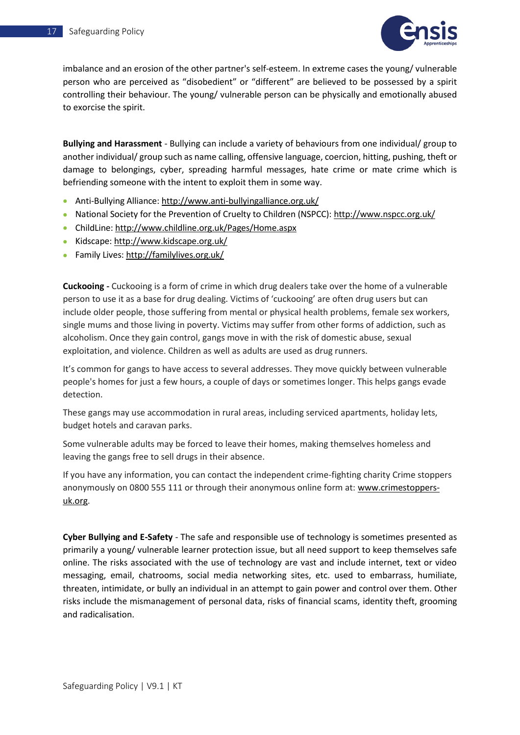imbalance and an erosion of the other partner's self-esteem. In extreme cases the young/ vulnerable person who are perceived as "disobedient" or "different" are believed to be possessed by a spirit controlling their behaviour. The young/ vulnerable person can be physically and emotionally abused to exorcise the spirit.

**Bullying and Harassment** - Bullying can include a variety of behaviours from one individual/ group to another individual/ group such as name calling, offensive language, coercion, hitting, pushing, theft or damage to belongings, cyber, spreading harmful messages, hate crime or mate crime which is befriending someone with the intent to exploit them in some way.

- Anti-Bullying Alliance: http://www.anti-bullyingalliance.org.uk/
- National Society for the Prevention of Cruelty to Children (NSPCC): http://www.nspcc.org.uk/
- ChildLine: http://www.childline.org.uk/Pages/Home.aspx
- Kidscape: http://www.kidscape.org.uk/
- Family Lives: http://familylives.org.uk/

**Cuckooing -** Cuckooing is a form of crime in which drug dealers take over the home of a vulnerable person to use it as a base for drug dealing. Victims of 'cuckooing' are often drug users but can include older people, those suffering from mental or physical health problems, female sex workers, single mums and those living in poverty. Victims may suffer from other forms of addiction, such as alcoholism. Once they gain control, gangs move in with the risk of domestic abuse, sexual exploitation, and violence. Children as well as adults are used as drug runners.

It's common for gangs to have access to several addresses. They move quickly between vulnerable people's homes for just a few hours, a couple of days or sometimes longer. This helps gangs evade detection.

These gangs may use accommodation in rural areas, including serviced apartments, holiday lets, budget hotels and caravan parks.

Some vulnerable adults may be forced to leave their homes, making themselves homeless and leaving the gangs free to sell drugs in their absence.

If you have any information, you can contact the independent crime-fighting charity Crime stoppers anonymously on 0800 555 111 or through their anonymous online form at: www.crimestoppers-uk.org.

**Cyber Bullying and E-Safety** - The safe and responsible use of technology is sometimes presented as primarily a young/ vulnerable learner protection issue, but all need support to keep themselves safe online. The risks associated with the use of technology are vast and include internet, text or video messaging, email, chatrooms, social media networking sites, etc. used to embarrass, humiliate, threaten, intimidate, or bully an individual in an attempt to gain power and control over them. Other risks include the mismanagement of personal data, risks of financial scams, identity theft, grooming and radicalisation.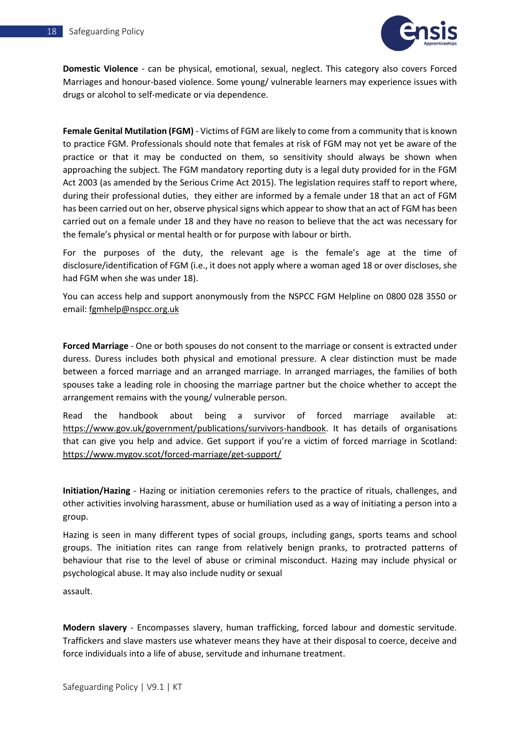**Domestic Violence** - can be physical, emotional, sexual, neglect. This category also covers Forced Marriages and honour-based violence. Some young/ vulnerable learners may experience issues with drugs or alcohol to self-medicate or via dependence.

**Female Genital Mutilation (FGM)** - Victims of FGM are likely to come from a community that is known to practice FGM. Professionals should note that females at risk of FGM may not yet be aware of the practice or that it may be conducted on them, so sensitivity should always be shown when approaching the subject. The FGM mandatory reporting duty is a legal duty provided for in the FGM Act 2003 (as amended by the Serious Crime Act 2015). The legislation requires staff to report where, during their professional duties, they either are informed by a female under 18 that an act of FGM has been carried out on her, observe physical signs which appear to show that an act of FGM has been carried out on a female under 18 and they have no reason to believe that the act was necessary for the female's physical or mental health or for purpose with labour or birth.

For the purposes of the duty, the relevant age is the female's age at the time of disclosure/identification of FGM (i.e., it does not apply where a woman aged 18 or over discloses, she had FGM when she was under 18).

You can access help and support anonymously from the NSPCC FGM Helpline on 0800 028 3550 or email: fgmhelp@nspcc.org.uk

**Forced Marriage** - One or both spouses do not consent to the marriage or consent is extracted under duress. Duress includes both physical and emotional pressure. A clear distinction must be made between a forced marriage and an arranged marriage. In arranged marriages, the families of both spouses take a leading role in choosing the marriage partner but the choice whether to accept the arrangement remains with the young/ vulnerable person.

Read the handbook about being a survivor of forced marriage available at: https://www.gov.uk/government/publications/survivors-handbook. It has details of organisations that can give you help and advice. Get support if you're a victim of forced marriage in Scotland: https://www.mygov.scot/forced-marriage/get-support/

**Initiation/Hazing** - Hazing or initiation ceremonies refers to the practice of rituals, challenges, and other activities involving harassment, abuse or humiliation used as a way of initiating a person into a group.

Hazing is seen in many different types of social groups, including gangs, sports teams and school groups. The initiation rites can range from relatively benign pranks, to protracted patterns of behaviour that rise to the level of abuse or criminal misconduct. Hazing may include physical or psychological abuse. It may also include nudity or sexual assault.

**Modern slavery** - Encompasses slavery, human trafficking, forced labour and domestic servitude. Traffickers and slave masters use whatever means they have at their disposal to coerce, deceive and force individuals into a life of abuse, servitude and inhumane treatment.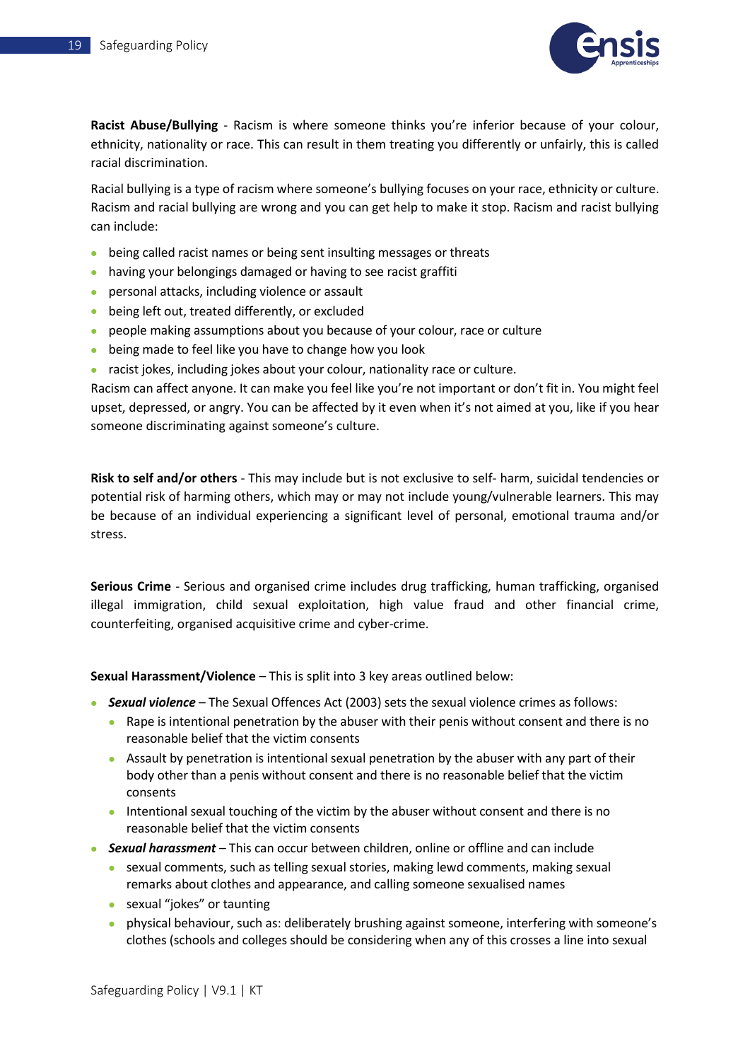**Racist Abuse/Bullying** - Racism is where someone thinks you're inferior because of your colour, ethnicity, nationality or race. This can result in them treating you differently or unfairly, this is called racial discrimination.

Racial bullying is a type of racism where someone's bullying focuses on your race, ethnicity or culture. Racism and racial bullying are wrong and you can get help to make it stop. Racism and racist bullying can include:

- being called racist names or being sent insulting messages or threats
- having your belongings damaged or having to see racist graffiti
- personal attacks, including violence or assault
- being left out, treated differently, or excluded
- people making assumptions about you because of your colour, race or culture
- being made to feel like you have to change how you look
- racist jokes, including jokes about your colour, nationality race or culture.

Racism can affect anyone. It can make you feel like you're not important or don't fit in. You might feel upset, depressed, or angry. You can be affected by it even when it's not aimed at you, like if you hear someone discriminating against someone's culture.

**Risk to self and/or others** - This may include but is not exclusive to self- harm, suicidal tendencies or potential risk of harming others, which may or may not include young/vulnerable learners. This may be because of an individual experiencing a significant level of personal, emotional trauma and/or stress.

**Serious Crime** - Serious and organised crime includes drug trafficking, human trafficking, organised illegal immigration, child sexual exploitation, high value fraud and other financial crime, counterfeiting, organised acquisitive crime and cyber-crime.

**Sexual Harassment/Violence** – This is split into 3 key areas outlined below:

- ***Sexual violence*** – The Sexual Offences Act (2003) sets the sexual violence crimes as follows:
  - Rape is intentional penetration by the abuser with their penis without consent and there is no reasonable belief that the victim consents
  - Assault by penetration is intentional sexual penetration by the abuser with any part of their body other than a penis without consent and there is no reasonable belief that the victim consents
  - Intentional sexual touching of the victim by the abuser without consent and there is no reasonable belief that the victim consents
- ***Sexual harassment*** – This can occur between children, online or offline and can include
  - sexual comments, such as telling sexual stories, making lewd comments, making sexual remarks about clothes and appearance, and calling someone sexualised names
  - sexual "jokes" or taunting
  - physical behaviour, such as: deliberately brushing against someone, interfering with someone's clothes (schools and colleges should be considering when any of this crosses a line into sexual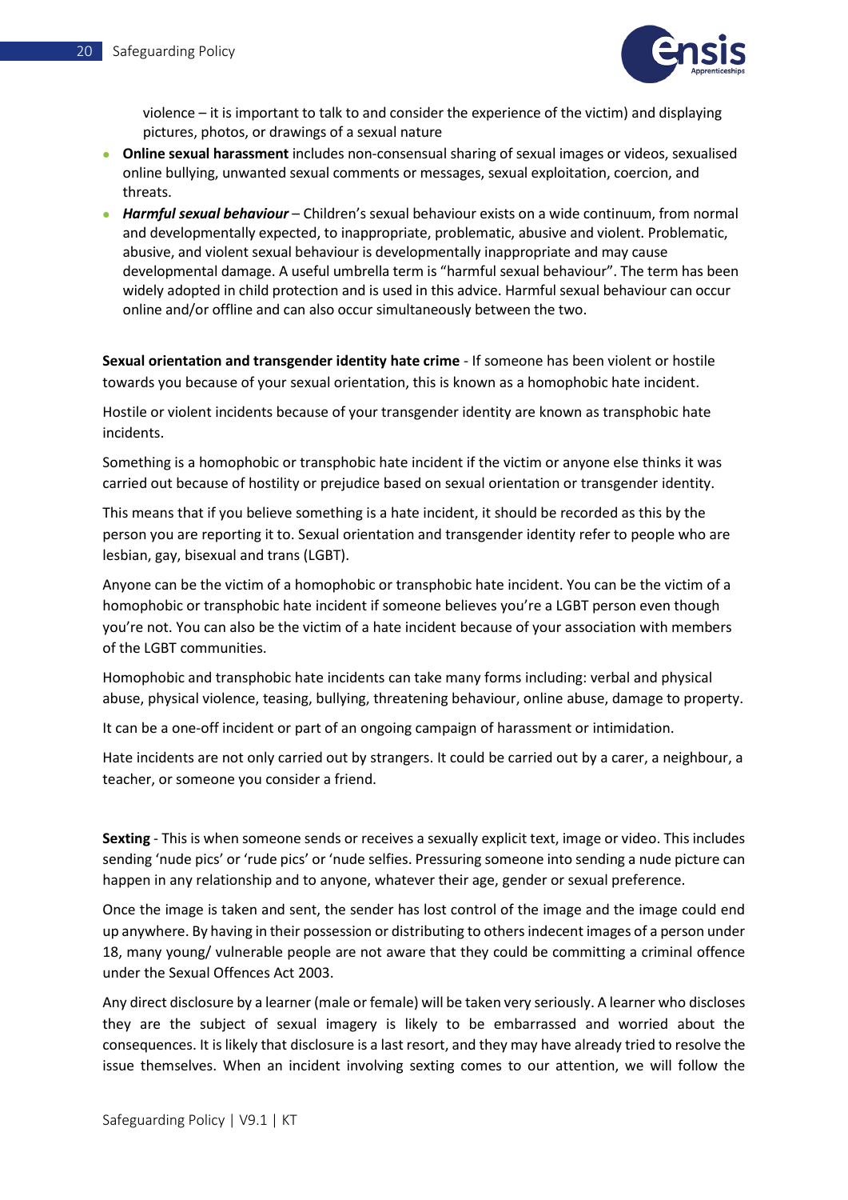violence – it is important to talk to and consider the experience of the victim) and displaying pictures, photos, or drawings of a sexual nature

- **Online sexual harassment** includes non-consensual sharing of sexual images or videos, sexualised online bullying, unwanted sexual comments or messages, sexual exploitation, coercion, and threats.
- ***Harmful sexual behaviour*** – Children's sexual behaviour exists on a wide continuum, from normal and developmentally expected, to inappropriate, problematic, abusive and violent. Problematic, abusive, and violent sexual behaviour is developmentally inappropriate and may cause developmental damage. A useful umbrella term is "harmful sexual behaviour". The term has been widely adopted in child protection and is used in this advice. Harmful sexual behaviour can occur online and/or offline and can also occur simultaneously between the two.

**Sexual orientation and transgender identity hate crime** - If someone has been violent or hostile towards you because of your sexual orientation, this is known as a homophobic hate incident.

Hostile or violent incidents because of your transgender identity are known as transphobic hate incidents.

Something is a homophobic or transphobic hate incident if the victim or anyone else thinks it was carried out because of hostility or prejudice based on sexual orientation or transgender identity.

This means that if you believe something is a hate incident, it should be recorded as this by the person you are reporting it to. Sexual orientation and transgender identity refer to people who are lesbian, gay, bisexual and trans (LGBT).

Anyone can be the victim of a homophobic or transphobic hate incident. You can be the victim of a homophobic or transphobic hate incident if someone believes you're a LGBT person even though you're not. You can also be the victim of a hate incident because of your association with members of the LGBT communities.

Homophobic and transphobic hate incidents can take many forms including: verbal and physical abuse, physical violence, teasing, bullying, threatening behaviour, online abuse, damage to property.

It can be a one-off incident or part of an ongoing campaign of harassment or intimidation.

Hate incidents are not only carried out by strangers. It could be carried out by a carer, a neighbour, a teacher, or someone you consider a friend.

**Sexting** - This is when someone sends or receives a sexually explicit text, image or video. This includes sending 'nude pics' or 'rude pics' or 'nude selfies. Pressuring someone into sending a nude picture can happen in any relationship and to anyone, whatever their age, gender or sexual preference.

Once the image is taken and sent, the sender has lost control of the image and the image could end up anywhere. By having in their possession or distributing to others indecent images of a person under 18, many young/ vulnerable people are not aware that they could be committing a criminal offence under the Sexual Offences Act 2003.

Any direct disclosure by a learner (male or female) will be taken very seriously. A learner who discloses they are the subject of sexual imagery is likely to be embarrassed and worried about the consequences. It is likely that disclosure is a last resort, and they may have already tried to resolve the issue themselves. When an incident involving sexting comes to our attention, we will follow the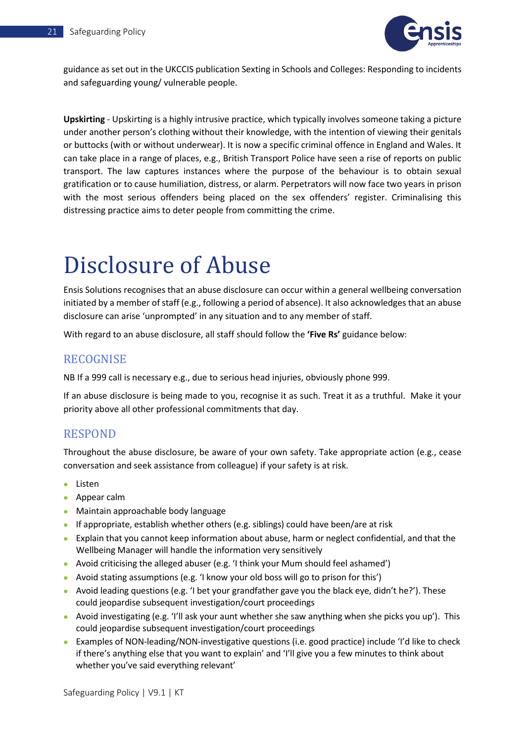guidance as set out in the UKCCIS publication Sexting in Schools and Colleges: Responding to incidents and safeguarding young/ vulnerable people.

**Upskirting** - Upskirting is a highly intrusive practice, which typically involves someone taking a picture under another person's clothing without their knowledge, with the intention of viewing their genitals or buttocks (with or without underwear). It is now a specific criminal offence in England and Wales. It can take place in a range of places, e.g., British Transport Police have seen a rise of reports on public transport. The law captures instances where the purpose of the behaviour is to obtain sexual gratification or to cause humiliation, distress, or alarm. Perpetrators will now face two years in prison with the most serious offenders being placed on the sex offenders' register. Criminalising this distressing practice aims to deter people from committing the crime.

# Disclosure of Abuse

Ensis Solutions recognises that an abuse disclosure can occur within a general wellbeing conversation initiated by a member of staff (e.g., following a period of absence). It also acknowledges that an abuse disclosure can arise 'unprompted' in any situation and to any member of staff.

With regard to an abuse disclosure, all staff should follow the **'Five Rs'** guidance below:

## RECOGNISE

NB If a 999 call is necessary e.g., due to serious head injuries, obviously phone 999.

If an abuse disclosure is being made to you, recognise it as such. Treat it as a truthful. Make it your priority above all other professional commitments that day.

## RESPOND

Throughout the abuse disclosure, be aware of your own safety. Take appropriate action (e.g., cease conversation and seek assistance from colleague) if your safety is at risk.

- Listen
- Appear calm
- Maintain approachable body language
- If appropriate, establish whether others (e.g. siblings) could have been/are at risk
- Explain that you cannot keep information about abuse, harm or neglect confidential, and that the Wellbeing Manager will handle the information very sensitively
- Avoid criticising the alleged abuser (e.g. 'I think your Mum should feel ashamed')
- Avoid stating assumptions (e.g. 'I know your old boss will go to prison for this')
- Avoid leading questions (e.g. 'I bet your grandfather gave you the black eye, didn't he?'). These could jeopardise subsequent investigation/court proceedings
- Avoid investigating (e.g. 'I'll ask your aunt whether she saw anything when she picks you up'). This could jeopardise subsequent investigation/court proceedings
- Examples of NON-leading/NON-investigative questions (i.e. good practice) include 'I'd like to check if there's anything else that you want to explain' and 'I'll give you a few minutes to think about whether you've said everything relevant'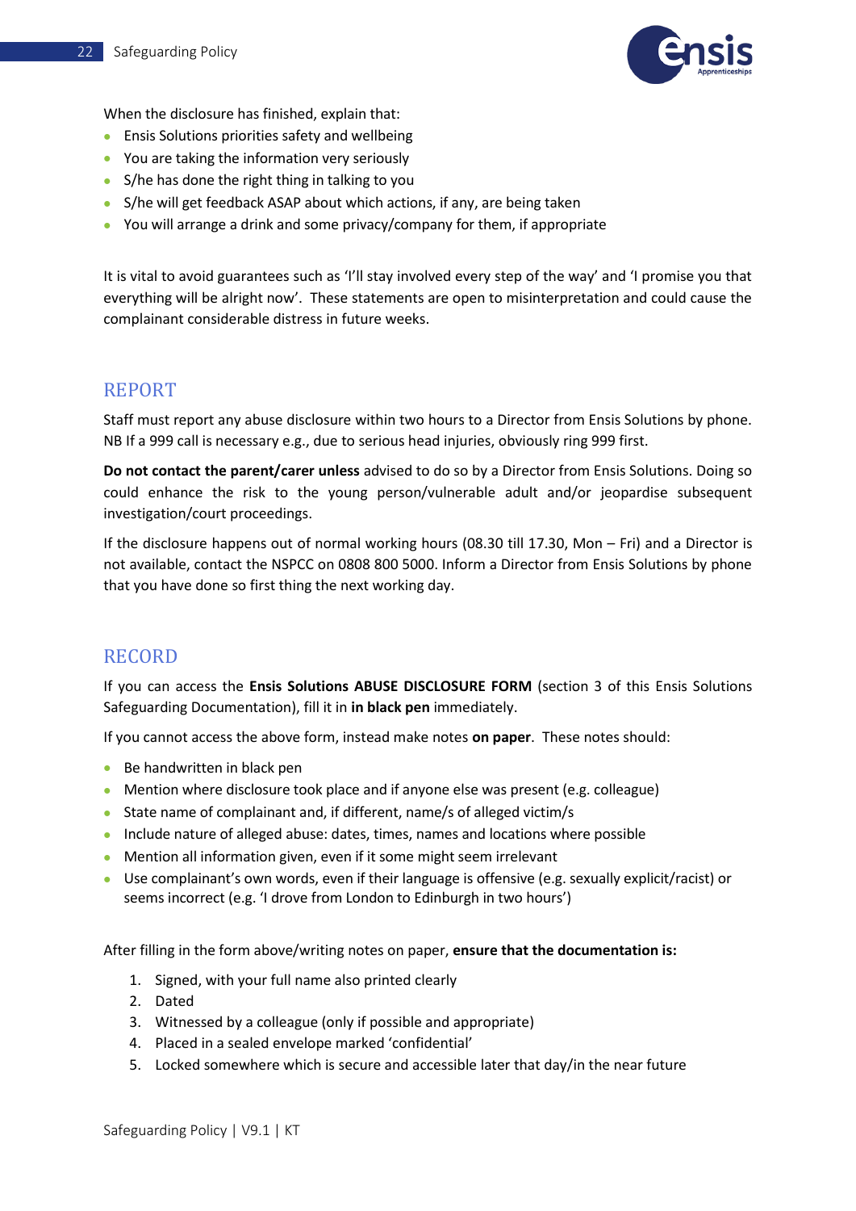When the disclosure has finished, explain that:

- Ensis Solutions priorities safety and wellbeing
- You are taking the information very seriously
- S/he has done the right thing in talking to you
- S/he will get feedback ASAP about which actions, if any, are being taken
- You will arrange a drink and some privacy/company for them, if appropriate

It is vital to avoid guarantees such as 'I'll stay involved every step of the way' and 'I promise you that everything will be alright now'. These statements are open to misinterpretation and could cause the complainant considerable distress in future weeks.

## REPORT

Staff must report any abuse disclosure within two hours to a Director from Ensis Solutions by phone. NB If a 999 call is necessary e.g., due to serious head injuries, obviously ring 999 first.

**Do not contact the parent/carer unless** advised to do so by a Director from Ensis Solutions. Doing so could enhance the risk to the young person/vulnerable adult and/or jeopardise subsequent investigation/court proceedings.

If the disclosure happens out of normal working hours (08.30 till 17.30, Mon – Fri) and a Director is not available, contact the NSPCC on 0808 800 5000. Inform a Director from Ensis Solutions by phone that you have done so first thing the next working day.

## RECORD

If you can access the **Ensis Solutions ABUSE DISCLOSURE FORM** (section 3 of this Ensis Solutions Safeguarding Documentation), fill it in **in black pen** immediately.

If you cannot access the above form, instead make notes **on paper**. These notes should:

- Be handwritten in black pen
- Mention where disclosure took place and if anyone else was present (e.g. colleague)
- State name of complainant and, if different, name/s of alleged victim/s
- Include nature of alleged abuse: dates, times, names and locations where possible
- Mention all information given, even if it some might seem irrelevant
- Use complainant's own words, even if their language is offensive (e.g. sexually explicit/racist) or seems incorrect (e.g. 'I drove from London to Edinburgh in two hours')

After filling in the form above/writing notes on paper, **ensure that the documentation is:**

1. Signed, with your full name also printed clearly
2. Dated
3. Witnessed by a colleague (only if possible and appropriate)
4. Placed in a sealed envelope marked 'confidential'
5. Locked somewhere which is secure and accessible later that day/in the near future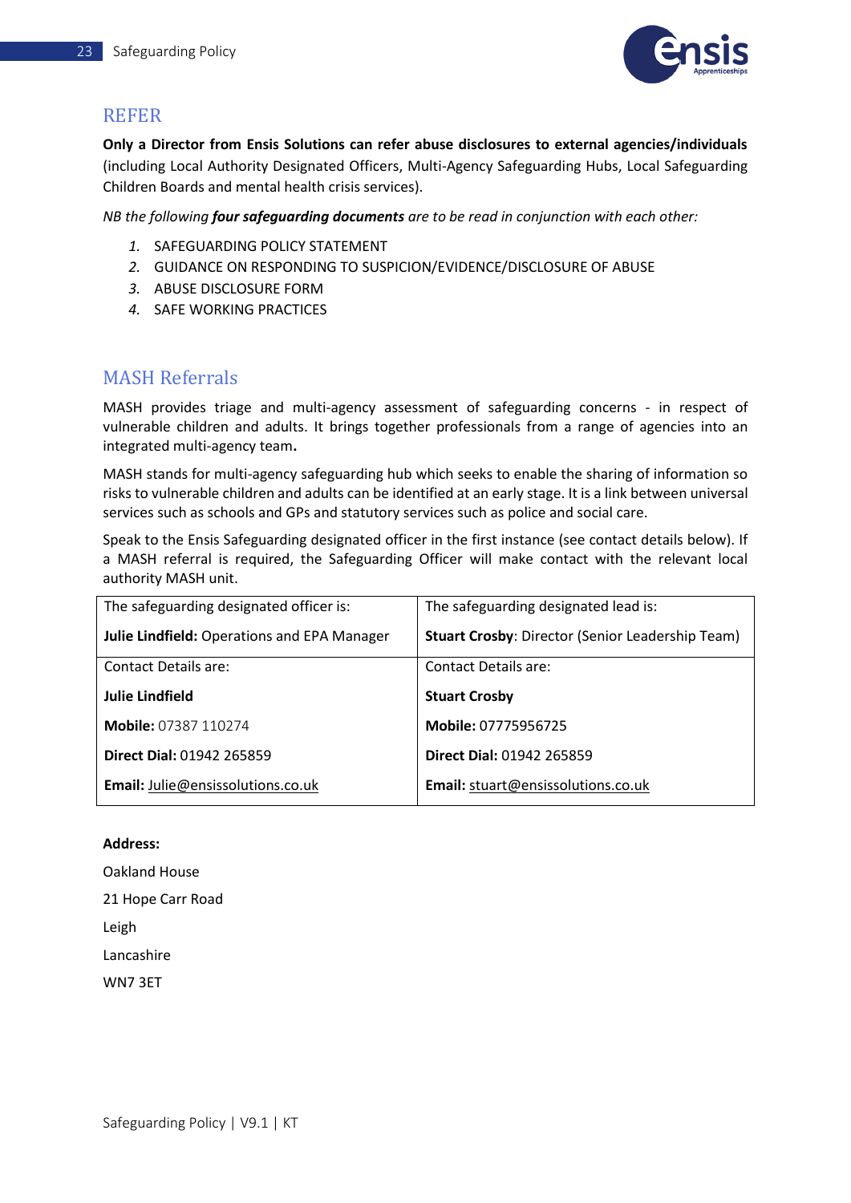## REFER

**Only a Director from Ensis Solutions can refer abuse disclosures to external agencies/individuals** (including Local Authority Designated Officers, Multi-Agency Safeguarding Hubs, Local Safeguarding Children Boards and mental health crisis services).

*NB the following **four safeguarding documents** are to be read in conjunction with each other:*

1. SAFEGUARDING POLICY STATEMENT
2. GUIDANCE ON RESPONDING TO SUSPICION/EVIDENCE/DISCLOSURE OF ABUSE
3. ABUSE DISCLOSURE FORM
4. SAFE WORKING PRACTICES

## MASH Referrals

MASH provides triage and multi-agency assessment of safeguarding concerns - in respect of vulnerable children and adults. It brings together professionals from a range of agencies into an integrated multi-agency team**.**

MASH stands for multi-agency safeguarding hub which seeks to enable the sharing of information so risks to vulnerable children and adults can be identified at an early stage. It is a link between universal services such as schools and GPs and statutory services such as police and social care.

Speak to the Ensis Safeguarding designated officer in the first instance (see contact details below). If a MASH referral is required, the Safeguarding Officer will make contact with the relevant local authority MASH unit.

| The safeguarding designated officer is:<br><br>**Julie Lindfield:** Operations and EPA Manager | The safeguarding designated lead is:<br><br>**Stuart Crosby**: Director (Senior Leadership Team) |
|---|---|
| Contact Details are:<br><br>**Julie Lindfield**<br><br>**Mobile:** 07387 110274<br><br>**Direct Dial:** 01942 265859<br><br>**Email:** Julie@ensissolutions.co.uk | Contact Details are:<br><br>**Stuart Crosby**<br><br>**Mobile:** 07775956725<br><br>**Direct Dial:** 01942 265859<br><br>**Email:** stuart@ensissolutions.co.uk |

**Address:**

Oakland House

21 Hope Carr Road

Leigh

Lancashire

WN7 3ET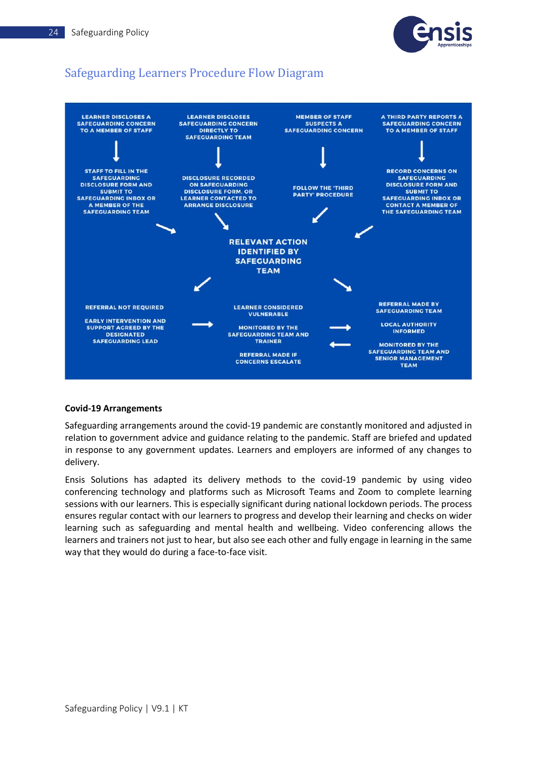## Safeguarding Learners Procedure Flow Diagram

LEARNER DISCLOSES A SAFEGUARDING CONCERN TO A MEMBER OF STAFF

↓

STAFF TO FILL IN THE SAFEGUARDING DISCLOSURE FORM AND SUBMIT TO SAFEGUARDING INBOX OR A MEMBER OF THE SAFEGUARDING TEAM

LEARNER DISCLOSES SAFEGUARDING CONCERN DIRECTLY TO SAFEGUARDING TEAM

↓

DISCLOSURE RECORDED ON SAFEGUARDING DISCLOSURE FORM, OR LEARNER CONTACTED TO ARRANGE DISCLOSURE

MEMBER OF STAFF SUSPECTS A SAFEGUARDING CONCERN

↓

FOLLOW THE 'THIRD PARTY' PROCEDURE

A THIRD PARTY REPORTS A SAFEGUARDING CONCERN TO A MEMBER OF STAFF

↓

RECORD CONCERNS ON SAFEGUARDING DISCLOSURE FORM AND SUBMIT TO SAFEGUARDING INBOX OR CONTACT A MEMBER OF THE SAFEGUARDING TEAM

↓

RELEVANT ACTION IDENTIFIED BY SAFEGUARDING TEAM

↓

REFERRAL NOT REQUIRED

EARLY INTERVENTION AND SUPPORT AGREED BY THE DESIGNATED SAFEGUARDING LEAD

→

LEARNER CONSIDERED VULNERABLE

MONITORED BY THE SAFEGUARDING TEAM AND TRAINER

REFERRAL MADE IF CONCERNS ESCALATE

→ / ←

REFERRAL MADE BY SAFEGUARDING TEAM

LOCAL AUTHORITY INFORMED

MONITORED BY THE SAFEGUARDING TEAM AND SENIOR MANAGEMENT TEAM

**Covid-19 Arrangements**

Safeguarding arrangements around the covid-19 pandemic are constantly monitored and adjusted in relation to government advice and guidance relating to the pandemic. Staff are briefed and updated in response to any government updates. Learners and employers are informed of any changes to delivery.

Ensis Solutions has adapted its delivery methods to the covid-19 pandemic by using video conferencing technology and platforms such as Microsoft Teams and Zoom to complete learning sessions with our learners. This is especially significant during national lockdown periods. The process ensures regular contact with our learners to progress and develop their learning and checks on wider learning such as safeguarding and mental health and wellbeing. Video conferencing allows the learners and trainers not just to hear, but also see each other and fully engage in learning in the same way that they would do during a face-to-face visit.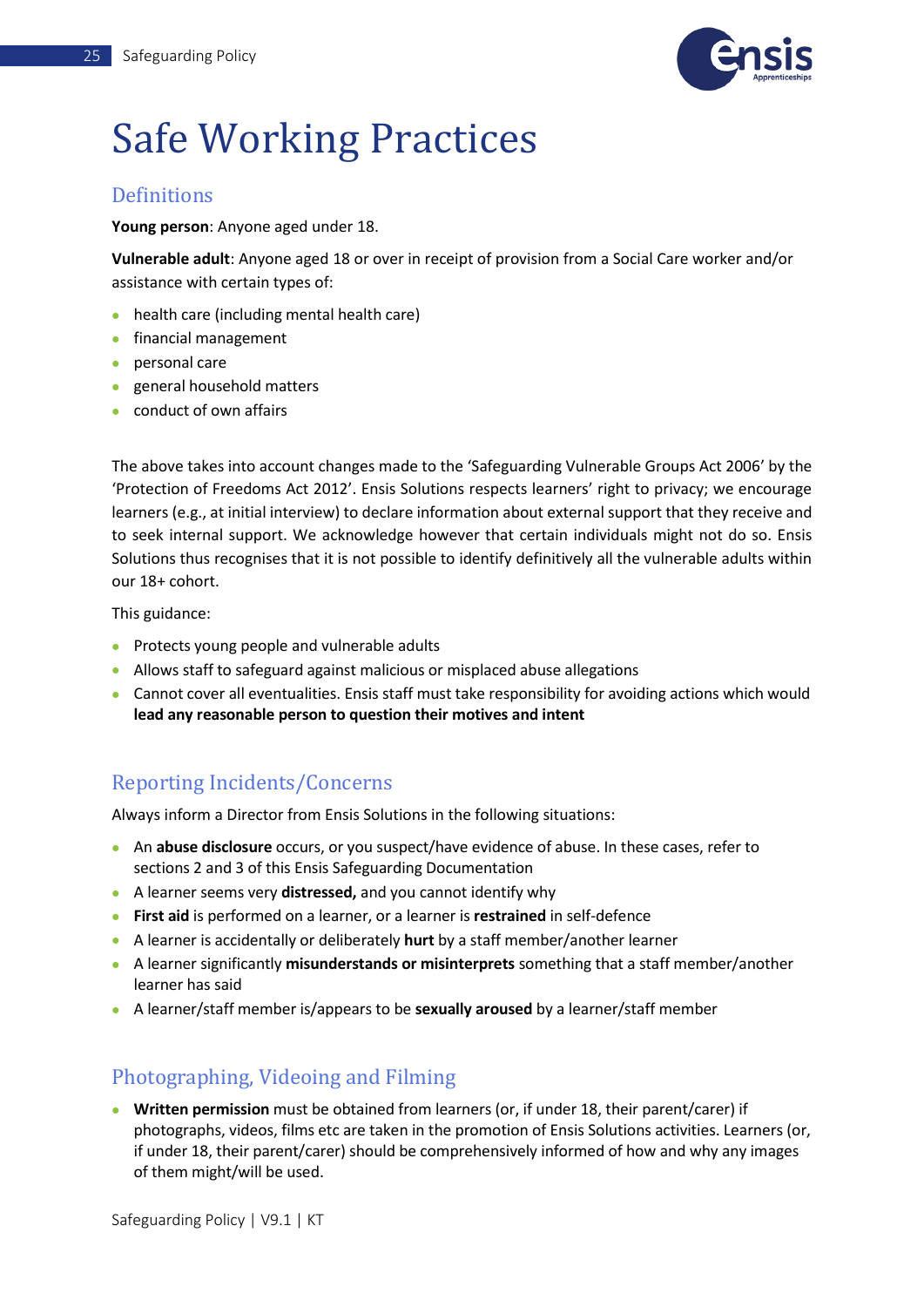# Safe Working Practices

## Definitions

**Young person**: Anyone aged under 18.

**Vulnerable adult**: Anyone aged 18 or over in receipt of provision from a Social Care worker and/or assistance with certain types of:

- health care (including mental health care)
- financial management
- personal care
- general household matters
- conduct of own affairs

The above takes into account changes made to the 'Safeguarding Vulnerable Groups Act 2006' by the 'Protection of Freedoms Act 2012'. Ensis Solutions respects learners' right to privacy; we encourage learners (e.g., at initial interview) to declare information about external support that they receive and to seek internal support. We acknowledge however that certain individuals might not do so. Ensis Solutions thus recognises that it is not possible to identify definitively all the vulnerable adults within our 18+ cohort.

This guidance:

- Protects young people and vulnerable adults
- Allows staff to safeguard against malicious or misplaced abuse allegations
- Cannot cover all eventualities. Ensis staff must take responsibility for avoiding actions which would **lead any reasonable person to question their motives and intent**

## Reporting Incidents/Concerns

Always inform a Director from Ensis Solutions in the following situations:

- An **abuse disclosure** occurs, or you suspect/have evidence of abuse. In these cases, refer to sections 2 and 3 of this Ensis Safeguarding Documentation
- A learner seems very **distressed,** and you cannot identify why
- **First aid** is performed on a learner, or a learner is **restrained** in self-defence
- A learner is accidentally or deliberately **hurt** by a staff member/another learner
- A learner significantly **misunderstands or misinterprets** something that a staff member/another learner has said
- A learner/staff member is/appears to be **sexually aroused** by a learner/staff member

## Photographing, Videoing and Filming

- **Written permission** must be obtained from learners (or, if under 18, their parent/carer) if photographs, videos, films etc are taken in the promotion of Ensis Solutions activities. Learners (or, if under 18, their parent/carer) should be comprehensively informed of how and why any images of them might/will be used.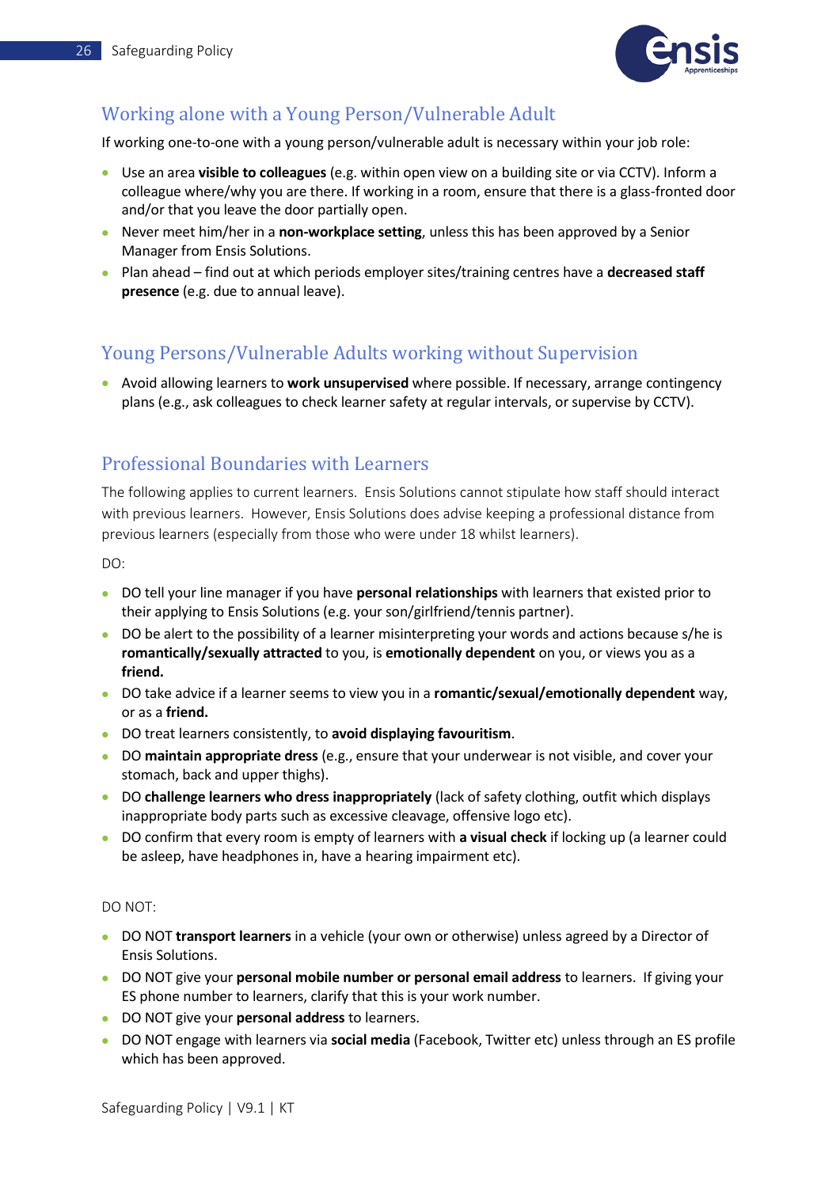## Working alone with a Young Person/Vulnerable Adult

If working one-to-one with a young person/vulnerable adult is necessary within your job role:

- Use an area **visible to colleagues** (e.g. within open view on a building site or via CCTV). Inform a colleague where/why you are there. If working in a room, ensure that there is a glass-fronted door and/or that you leave the door partially open.
- Never meet him/her in a **non-workplace setting**, unless this has been approved by a Senior Manager from Ensis Solutions.
- Plan ahead – find out at which periods employer sites/training centres have a **decreased staff presence** (e.g. due to annual leave).

## Young Persons/Vulnerable Adults working without Supervision

- Avoid allowing learners to **work unsupervised** where possible. If necessary, arrange contingency plans (e.g., ask colleagues to check learner safety at regular intervals, or supervise by CCTV).

## Professional Boundaries with Learners

The following applies to current learners. Ensis Solutions cannot stipulate how staff should interact with previous learners. However, Ensis Solutions does advise keeping a professional distance from previous learners (especially from those who were under 18 whilst learners).

DO:

- DO tell your line manager if you have **personal relationships** with learners that existed prior to their applying to Ensis Solutions (e.g. your son/girlfriend/tennis partner).
- DO be alert to the possibility of a learner misinterpreting your words and actions because s/he is **romantically/sexually attracted** to you, is **emotionally dependent** on you, or views you as a **friend.**
- DO take advice if a learner seems to view you in a **romantic/sexual/emotionally dependent** way, or as a **friend.**
- DO treat learners consistently, to **avoid displaying favouritism**.
- DO **maintain appropriate dress** (e.g., ensure that your underwear is not visible, and cover your stomach, back and upper thighs).
- DO **challenge learners who dress inappropriately** (lack of safety clothing, outfit which displays inappropriate body parts such as excessive cleavage, offensive logo etc).
- DO confirm that every room is empty of learners with **a visual check** if locking up (a learner could be asleep, have headphones in, have a hearing impairment etc).

DO NOT:

- DO NOT **transport learners** in a vehicle (your own or otherwise) unless agreed by a Director of Ensis Solutions.
- DO NOT give your **personal mobile number or personal email address** to learners. If giving your ES phone number to learners, clarify that this is your work number.
- DO NOT give your **personal address** to learners.
- DO NOT engage with learners via **social media** (Facebook, Twitter etc) unless through an ES profile which has been approved.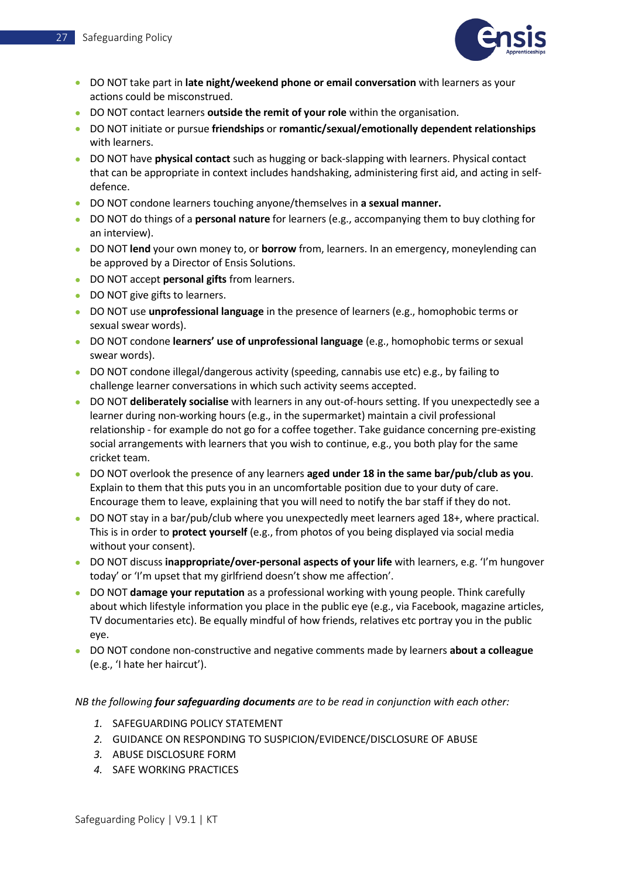- DO NOT take part in **late night/weekend phone or email conversation** with learners as your actions could be misconstrued.
- DO NOT contact learners **outside the remit of your role** within the organisation.
- DO NOT initiate or pursue **friendships** or **romantic/sexual/emotionally dependent relationships** with learners.
- DO NOT have **physical contact** such as hugging or back-slapping with learners. Physical contact that can be appropriate in context includes handshaking, administering first aid, and acting in self-defence.
- DO NOT condone learners touching anyone/themselves in **a sexual manner.**
- DO NOT do things of a **personal nature** for learners (e.g., accompanying them to buy clothing for an interview).
- DO NOT **lend** your own money to, or **borrow** from, learners. In an emergency, moneylending can be approved by a Director of Ensis Solutions.
- DO NOT accept **personal gifts** from learners.
- DO NOT give gifts to learners.
- DO NOT use **unprofessional language** in the presence of learners (e.g., homophobic terms or sexual swear words).
- DO NOT condone **learners' use of unprofessional language** (e.g., homophobic terms or sexual swear words).
- DO NOT condone illegal/dangerous activity (speeding, cannabis use etc) e.g., by failing to challenge learner conversations in which such activity seems accepted.
- DO NOT **deliberately socialise** with learners in any out-of-hours setting. If you unexpectedly see a learner during non-working hours (e.g., in the supermarket) maintain a civil professional relationship - for example do not go for a coffee together. Take guidance concerning pre-existing social arrangements with learners that you wish to continue, e.g., you both play for the same cricket team.
- DO NOT overlook the presence of any learners **aged under 18 in the same bar/pub/club as you**. Explain to them that this puts you in an uncomfortable position due to your duty of care. Encourage them to leave, explaining that you will need to notify the bar staff if they do not.
- DO NOT stay in a bar/pub/club where you unexpectedly meet learners aged 18+, where practical. This is in order to **protect yourself** (e.g., from photos of you being displayed via social media without your consent).
- DO NOT discuss **inappropriate/over-personal aspects of your life** with learners, e.g. 'I'm hungover today' or 'I'm upset that my girlfriend doesn't show me affection'.
- DO NOT **damage your reputation** as a professional working with young people. Think carefully about which lifestyle information you place in the public eye (e.g., via Facebook, magazine articles, TV documentaries etc). Be equally mindful of how friends, relatives etc portray you in the public eye.
- DO NOT condone non-constructive and negative comments made by learners **about a colleague** (e.g., 'I hate her haircut').

*NB the following **four safeguarding documents** are to be read in conjunction with each other:*

1. SAFEGUARDING POLICY STATEMENT
2. GUIDANCE ON RESPONDING TO SUSPICION/EVIDENCE/DISCLOSURE OF ABUSE
3. ABUSE DISCLOSURE FORM
4. SAFE WORKING PRACTICES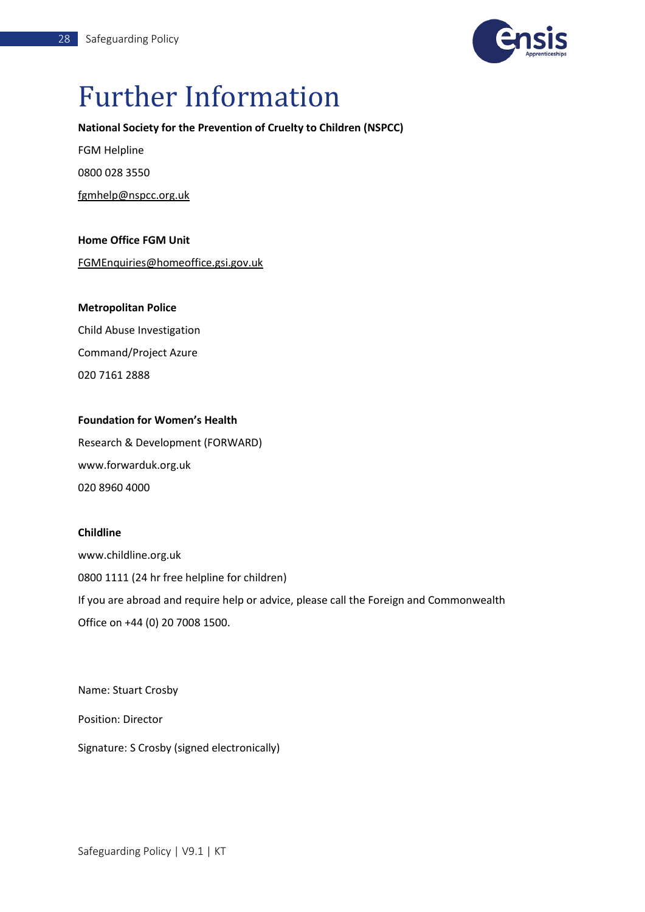# Further Information

**National Society for the Prevention of Cruelty to Children (NSPCC)**

FGM Helpline

0800 028 3550

fgmhelp@nspcc.org.uk

**Home Office FGM Unit**

FGMEnquiries@homeoffice.gsi.gov.uk

**Metropolitan Police**

Child Abuse Investigation

Command/Project Azure

020 7161 2888

**Foundation for Women's Health**

Research & Development (FORWARD)

www.forwarduk.org.uk

020 8960 4000

**Childline**

www.childline.org.uk

0800 1111 (24 hr free helpline for children)

If you are abroad and require help or advice, please call the Foreign and Commonwealth Office on +44 (0) 20 7008 1500.

Name: Stuart Crosby

Position: Director

Signature: S Crosby (signed electronically)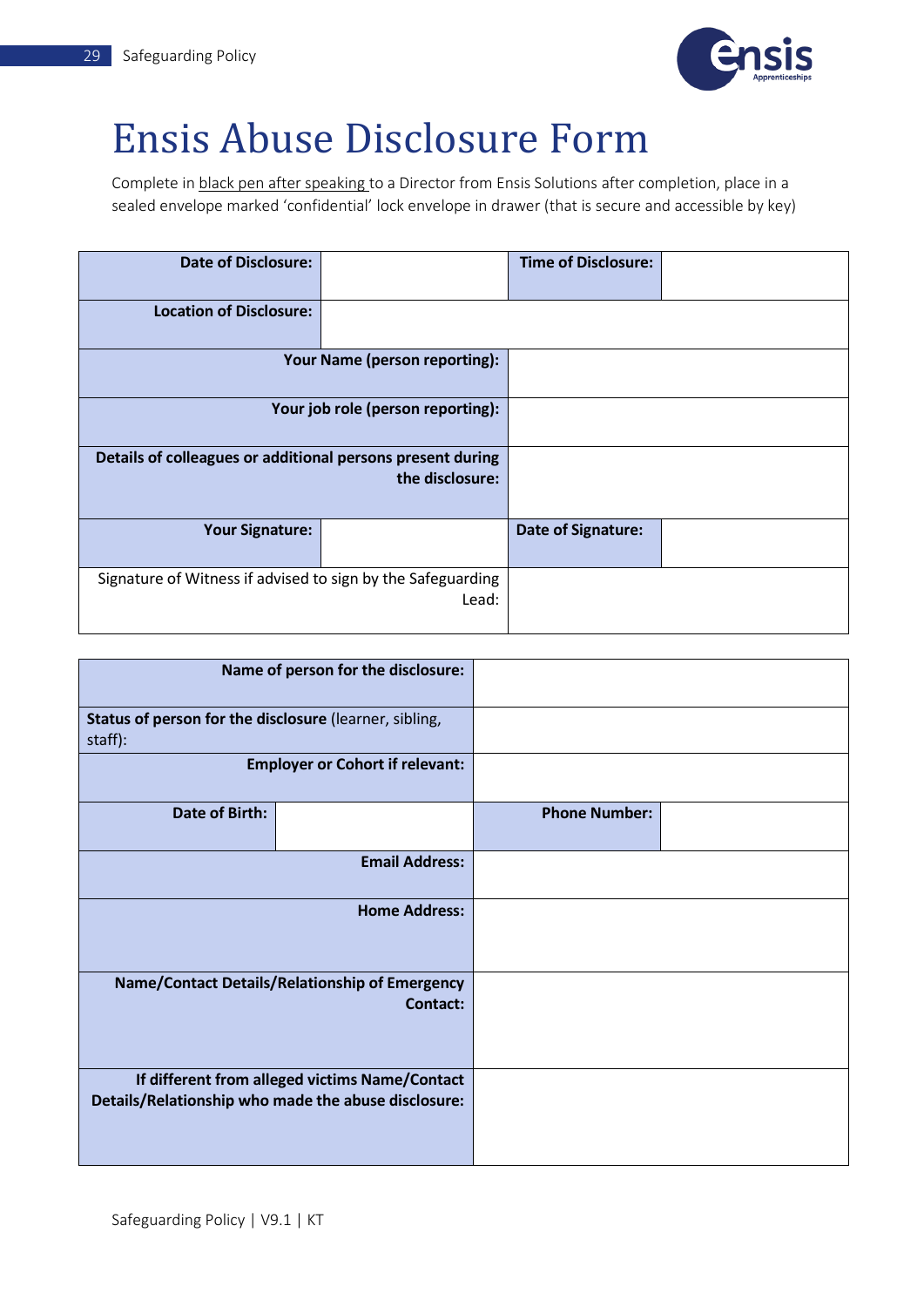# Ensis Abuse Disclosure Form

Complete in black pen after speaking to a Director from Ensis Solutions after completion, place in a sealed envelope marked 'confidential' lock envelope in drawer (that is secure and accessible by key)

| **Date of Disclosure:** | | **Time of Disclosure:** | |
|---|---|---|---|
| **Location of Disclosure:** | | | |
| **Your Name (person reporting):** | | | |
| **Your job role (person reporting):** | | | |
| **Details of colleagues or additional persons present during the disclosure:** | | | |
| **Your Signature:** | | **Date of Signature:** | |
| Signature of Witness if advised to sign by the Safeguarding Lead: | | | |

| **Name of person for the disclosure:** | | | |
|---|---|---|---|
| **Status of person for the disclosure** (learner, sibling, staff): | | | |
| **Employer or Cohort if relevant:** | | | |
| **Date of Birth:** | | **Phone Number:** | |
| **Email Address:** | | | |
| **Home Address:** | | | |
| **Name/Contact Details/Relationship of Emergency Contact:** | | | |
| **If different from alleged victims Name/Contact Details/Relationship who made the abuse disclosure:** | | | |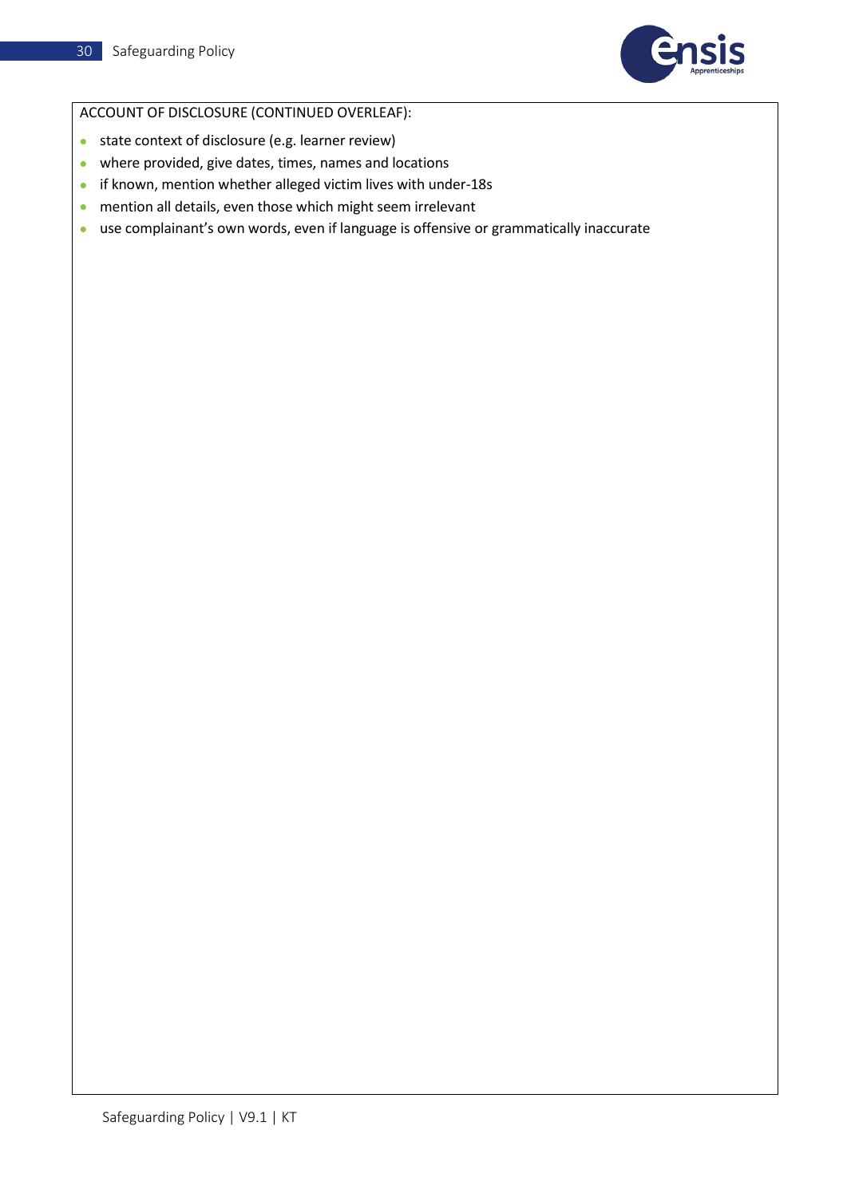ACCOUNT OF DISCLOSURE (CONTINUED OVERLEAF):

- state context of disclosure (e.g. learner review)
- where provided, give dates, times, names and locations
- if known, mention whether alleged victim lives with under-18s
- mention all details, even those which might seem irrelevant
- use complainant's own words, even if language is offensive or grammatically inaccurate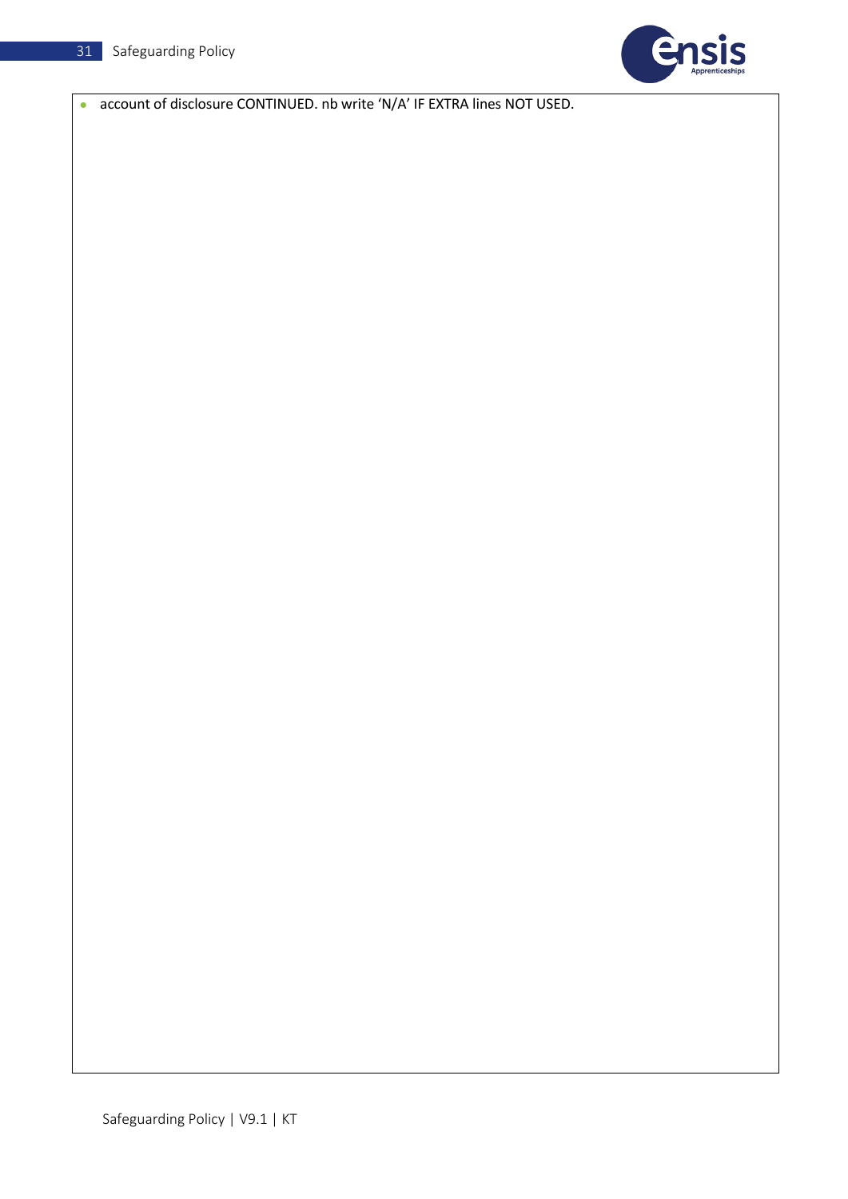- account of disclosure CONTINUED. nb write 'N/A' IF EXTRA lines NOT USED.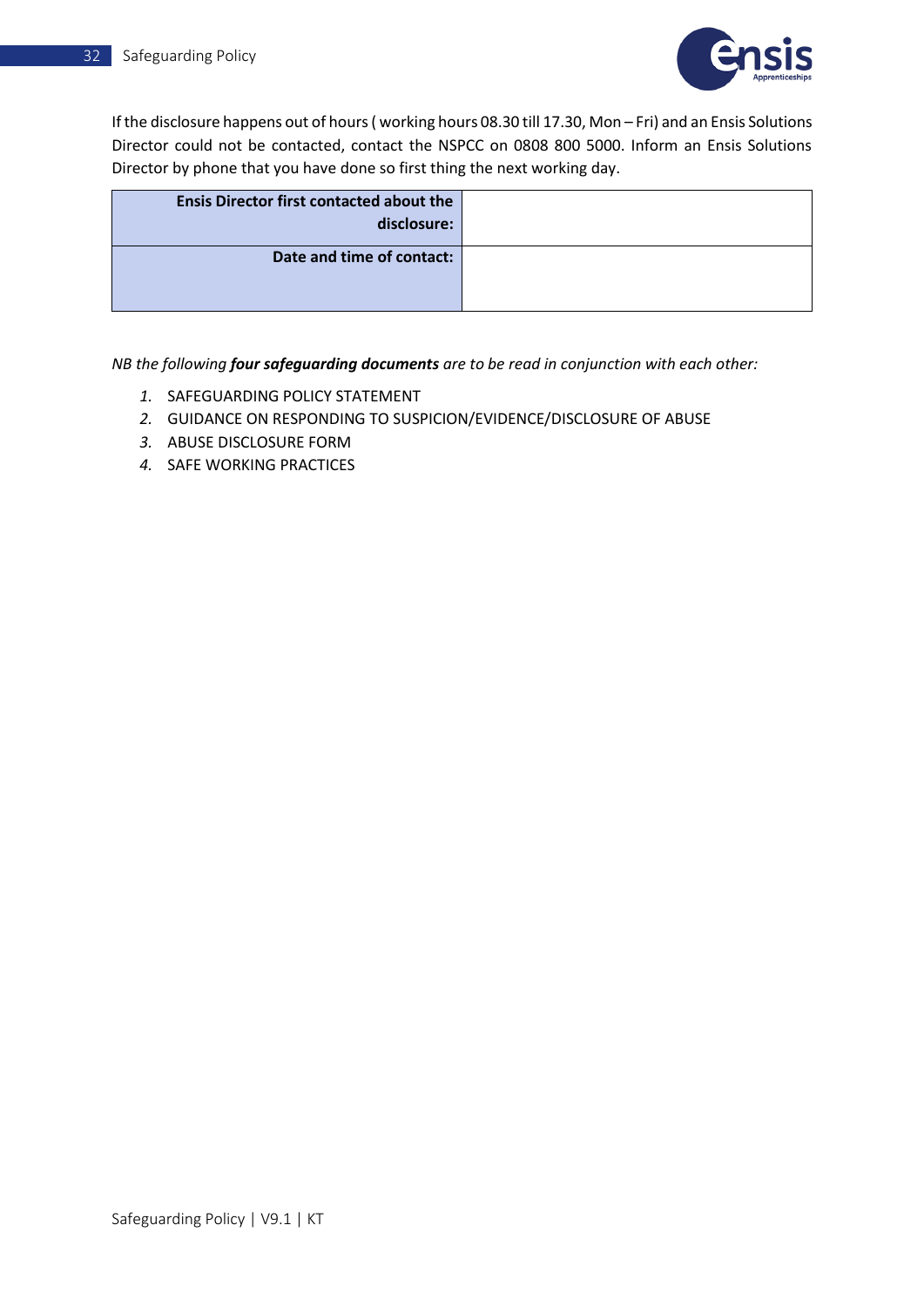If the disclosure happens out of hours ( working hours 08.30 till 17.30, Mon – Fri) and an Ensis Solutions Director could not be contacted, contact the NSPCC on 0808 800 5000. Inform an Ensis Solutions Director by phone that you have done so first thing the next working day.

| | |
|---|---|
| **Ensis Director first contacted about the disclosure:** | |
| **Date and time of contact:** | |

*NB the following* ***four safeguarding documents*** *are to be read in conjunction with each other:*

1. SAFEGUARDING POLICY STATEMENT
2. GUIDANCE ON RESPONDING TO SUSPICION/EVIDENCE/DISCLOSURE OF ABUSE
3. ABUSE DISCLOSURE FORM
4. SAFE WORKING PRACTICES